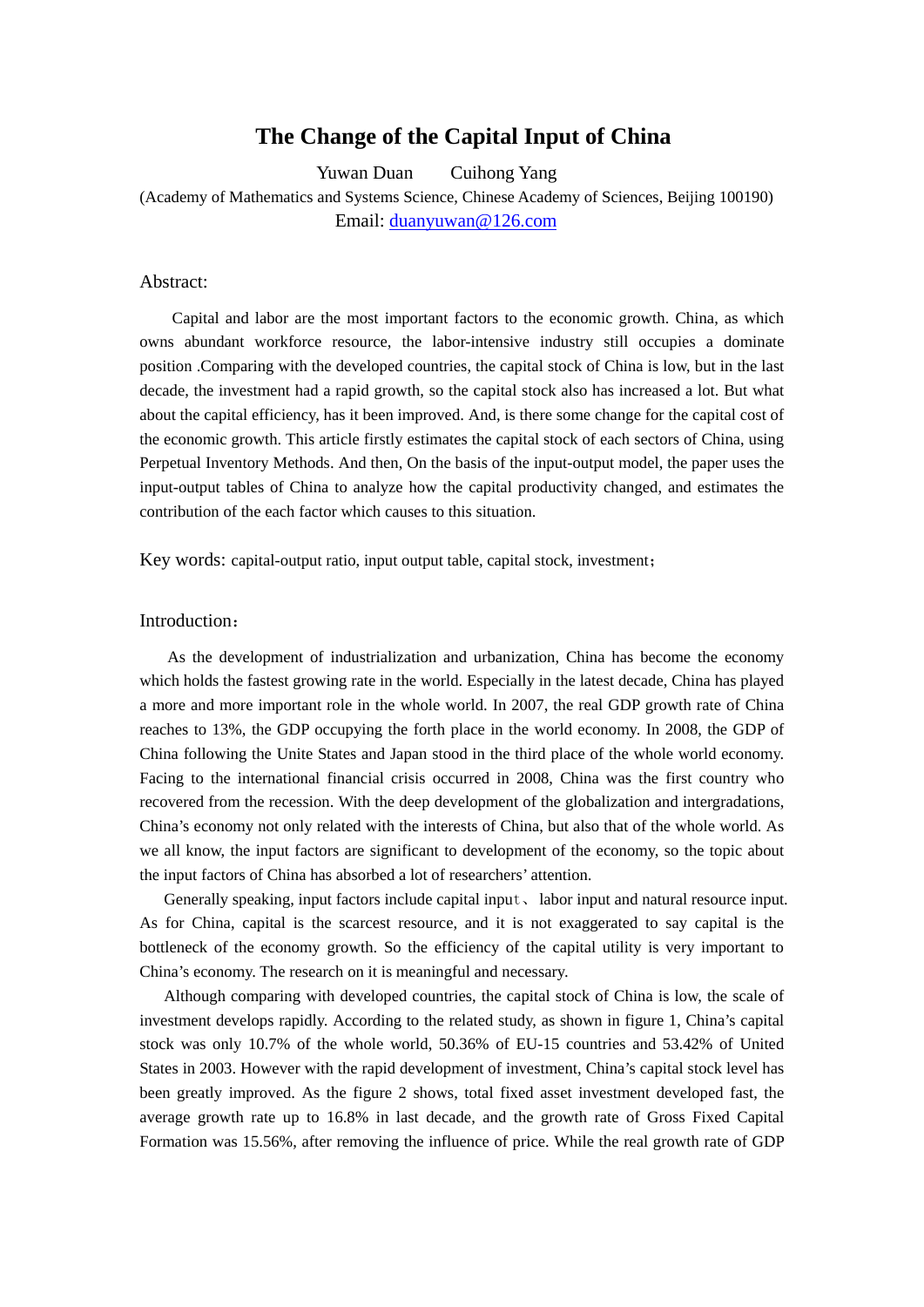# The Change of the Capital Input of China

Yuwan Duan   Cuihong Yang

(Academy of Mathematics and Systems Science, Chinese Academy of Sciences, Beijing 100190)

Email: duanyuwan@126.com

## Abstract:

Capital and labor are the most important factors to the economic growth. China, as which owns abundant workforce resource, the labor-intensive industry still occupies a dominate position .Comparing with the developed countries, the capital stock of China is low, but in the last decade, the investment had a rapid growth, so the capital stock also has increased a lot. But what about the capital efficiency, has it been improved. And, is there some change for the capital cost of the economic growth. This article firstly estimates the capital stock of each sectors of China, using Perpetual Inventory Methods. And then, On the basis of the input-output model, the paper uses the input-output tables of China to analyze how the capital productivity changed, and estimates the contribution of the each factor which causes to this situation.

Key words: capital-output ratio, input output table, capital stock, investment；

## Introduction：

As the development of industrialization and urbanization, China has become the economy which holds the fastest growing rate in the world. Especially in the latest decade, China has played a more and more important role in the whole world. In 2007, the real GDP growth rate of China reaches to 13%, the GDP occupying the forth place in the world economy. In 2008, the GDP of China following the Unite States and Japan stood in the third place of the whole world economy. Facing to the international financial crisis occurred in 2008, China was the first country who recovered from the recession. With the deep development of the globalization and intergradations, China's economy not only related with the interests of China, but also that of the whole world. As we all know, the input factors are significant to development of the economy, so the topic about the input factors of China has absorbed a lot of researchers' attention.

Generally speaking, input factors include capital input、labor input and natural resource input. As for China, capital is the scarcest resource, and it is not exaggerated to say capital is the bottleneck of the economy growth. So the efficiency of the capital utility is very important to China's economy. The research on it is meaningful and necessary.

Although comparing with developed countries, the capital stock of China is low, the scale of investment develops rapidly. According to the related study, as shown in figure 1, China's capital stock was only 10.7% of the whole world, 50.36% of EU-15 countries and 53.42% of United States in 2003. However with the rapid development of investment, China's capital stock level has been greatly improved. As the figure 2 shows, total fixed asset investment developed fast, the average growth rate up to 16.8% in last decade, and the growth rate of Gross Fixed Capital Formation was 15.56%, after removing the influence of price. While the real growth rate of GDP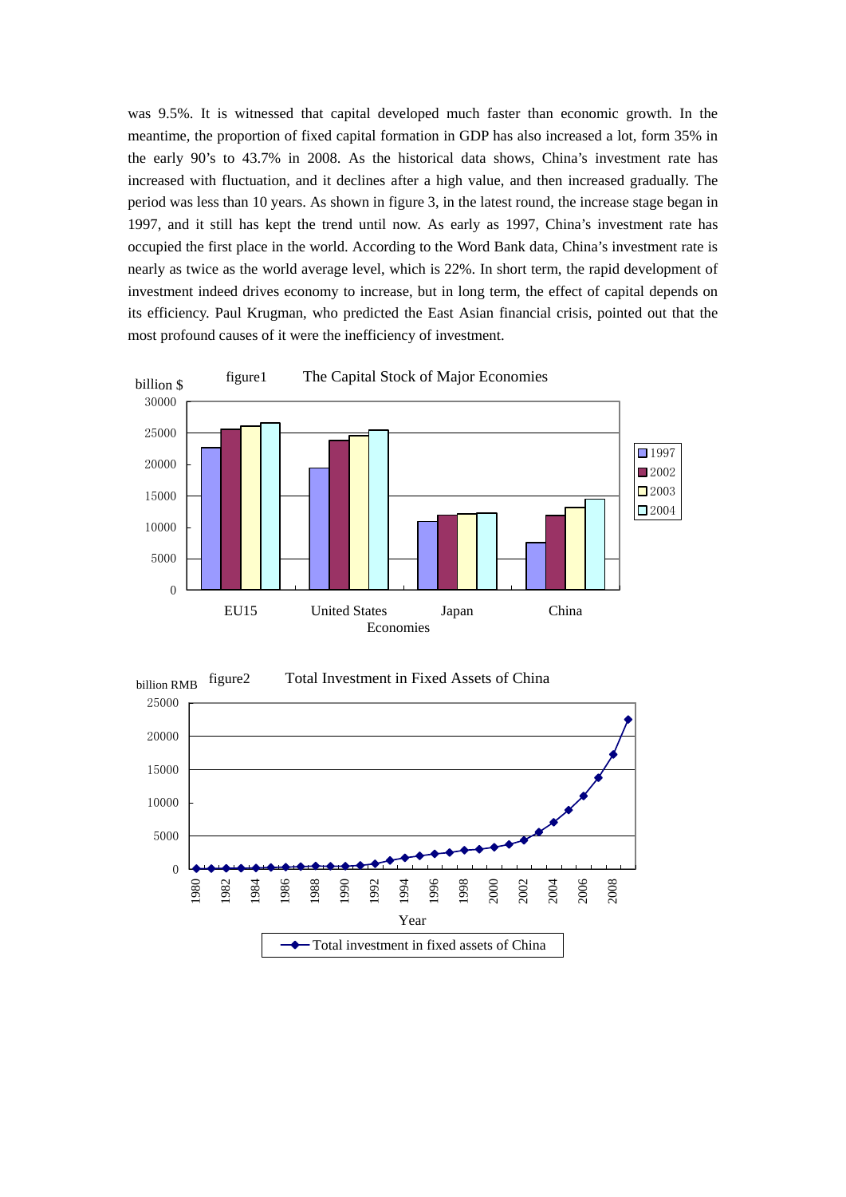was 9.5%. It is witnessed that capital developed much faster than economic growth. In the meantime, the proportion of fixed capital formation in GDP has also increased a lot, form 35% in the early 90's to 43.7% in 2008. As the historical data shows, China's investment rate has increased with fluctuation, and it declines after a high value, and then increased gradually. The period was less than 10 years. As shown in figure 3, in the latest round, the increase stage began in 1997, and it still has kept the trend until now. As early as 1997, China's investment rate has occupied the first place in the world. According to the Word Bank data, China's investment rate is nearly as twice as the world average level, which is 22%. In short term, the rapid development of investment indeed drives economy to increase, but in long term, the effect of capital depends on its efficiency. Paul Krugman, who predicted the East Asian financial crisis, pointed out that the most profound causes of it were the inefficiency of investment.

figure1 The Capital Stock of Major Economies

figure2 Total Investment in Fixed Assets of China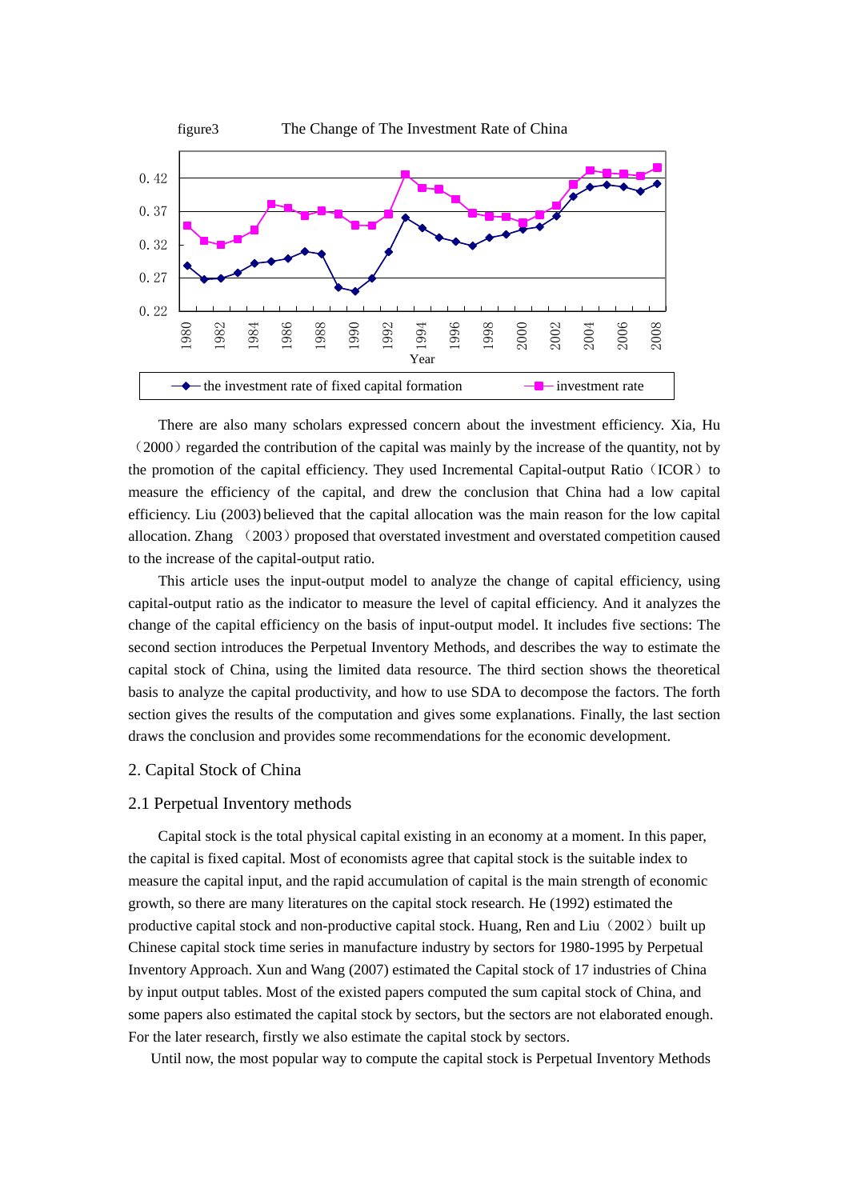figure3 The Change of The Investment Rate of China

There are also many scholars expressed concern about the investment efficiency. Xia, Hu（2000）regarded the contribution of the capital was mainly by the increase of the quantity, not by the promotion of the capital efficiency. They used Incremental Capital-output Ratio（ICOR）to measure the efficiency of the capital, and drew the conclusion that China had a low capital efficiency. Liu (2003) believed that the capital allocation was the main reason for the low capital allocation. Zhang （2003）proposed that overstated investment and overstated competition caused to the increase of the capital-output ratio.

This article uses the input-output model to analyze the change of capital efficiency, using capital-output ratio as the indicator to measure the level of capital efficiency. And it analyzes the change of the capital efficiency on the basis of input-output model. It includes five sections: The second section introduces the Perpetual Inventory Methods, and describes the way to estimate the capital stock of China, using the limited data resource. The third section shows the theoretical basis to analyze the capital productivity, and how to use SDA to decompose the factors. The forth section gives the results of the computation and gives some explanations. Finally, the last section draws the conclusion and provides some recommendations for the economic development.

## 2. Capital Stock of China

### 2.1 Perpetual Inventory methods

Capital stock is the total physical capital existing in an economy at a moment. In this paper, the capital is fixed capital. Most of economists agree that capital stock is the suitable index to measure the capital input, and the rapid accumulation of capital is the main strength of economic growth, so there are many literatures on the capital stock research. He (1992) estimated the productive capital stock and non-productive capital stock. Huang, Ren and Liu（2002）built up Chinese capital stock time series in manufacture industry by sectors for 1980-1995 by Perpetual Inventory Approach. Xun and Wang (2007) estimated the Capital stock of 17 industries of China by input output tables. Most of the existed papers computed the sum capital stock of China, and some papers also estimated the capital stock by sectors, but the sectors are not elaborated enough. For the later research, firstly we also estimate the capital stock by sectors.

Until now, the most popular way to compute the capital stock is Perpetual Inventory Methods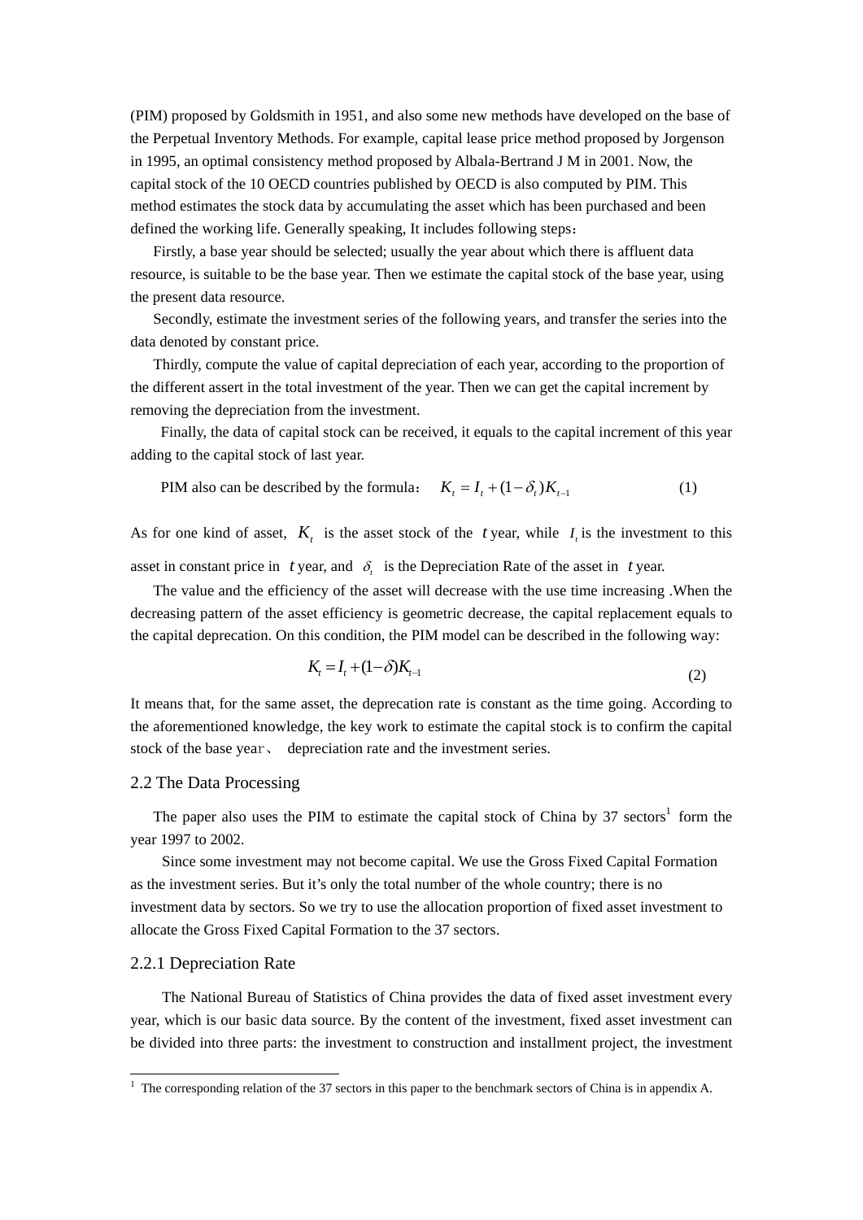(PIM) proposed by Goldsmith in 1951, and also some new methods have developed on the base of the Perpetual Inventory Methods. For example, capital lease price method proposed by Jorgenson in 1995, an optimal consistency method proposed by Albala-Bertrand J M in 2001. Now, the capital stock of the 10 OECD countries published by OECD is also computed by PIM. This method estimates the stock data by accumulating the asset which has been purchased and been defined the working life. Generally speaking, It includes following steps：

Firstly, a base year should be selected; usually the year about which there is affluent data resource, is suitable to be the base year. Then we estimate the capital stock of the base year, using the present data resource.

Secondly, estimate the investment series of the following years, and transfer the series into the data denoted by constant price.

Thirdly, compute the value of capital depreciation of each year, according to the proportion of the different assert in the total investment of the year. Then we can get the capital increment by removing the depreciation from the investment.

Finally, the data of capital stock can be received, it equals to the capital increment of this year adding to the capital stock of last year.

PIM also can be described by the formula：

$$K_t = I_t + (1-\delta_t)K_{t-1} \tag{1}$$

As for one kind of asset, $K_t$ is the asset stock of the $t$ year, while $I_t$ is the investment to this asset in constant price in $t$ year, and $\delta_t$ is the Depreciation Rate of the asset in $t$ year.

The value and the efficiency of the asset will decrease with the use time increasing .When the decreasing pattern of the asset efficiency is geometric decrease, the capital replacement equals to the capital deprecation. On this condition, the PIM model can be described in the following way:

$$K_t = I_t + (1-\delta)K_{t-1} \tag{2}$$

It means that, for the same asset, the deprecation rate is constant as the time going. According to the aforementioned knowledge, the key work to estimate the capital stock is to confirm the capital stock of the base year、 depreciation rate and the investment series.

## 2.2 The Data Processing

The paper also uses the PIM to estimate the capital stock of China by 37 sectors[1] form the year 1997 to 2002.

Since some investment may not become capital. We use the Gross Fixed Capital Formation as the investment series. But it's only the total number of the whole country; there is no investment data by sectors. So we try to use the allocation proportion of fixed asset investment to allocate the Gross Fixed Capital Formation to the 37 sectors.

### 2.2.1 Depreciation Rate

The National Bureau of Statistics of China provides the data of fixed asset investment every year, which is our basic data source. By the content of the investment, fixed asset investment can be divided into three parts: the investment to construction and installment project, the investment

[1] The corresponding relation of the 37 sectors in this paper to the benchmark sectors of China is in appendix A.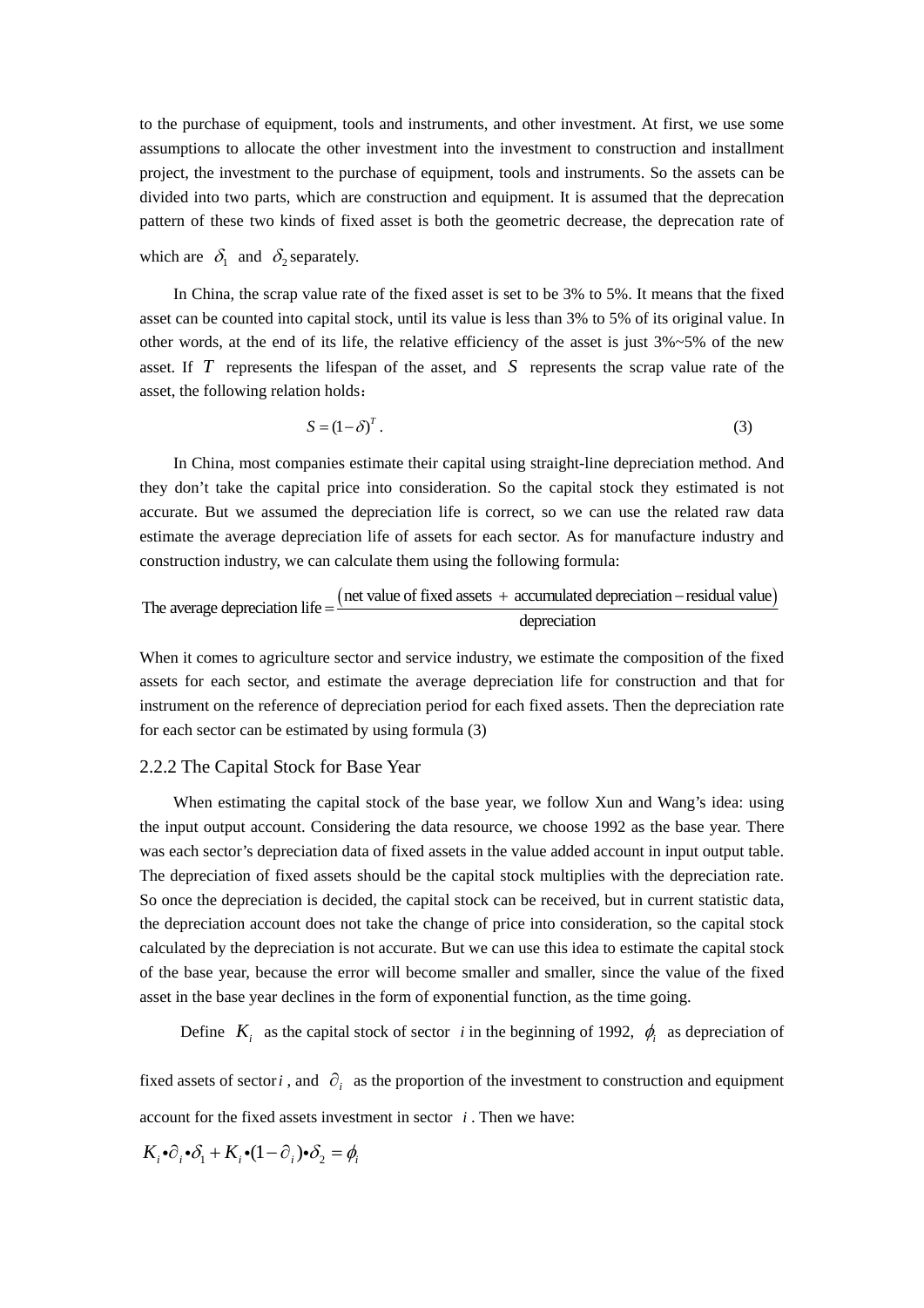to the purchase of equipment, tools and instruments, and other investment. At first, we use some assumptions to allocate the other investment into the investment to construction and installment project, the investment to the purchase of equipment, tools and instruments. So the assets can be divided into two parts, which are construction and equipment. It is assumed that the deprecation pattern of these two kinds of fixed asset is both the geometric decrease, the deprecation rate of which are $\delta_1$ and $\delta_2$ separately.

In China, the scrap value rate of the fixed asset is set to be 3% to 5%. It means that the fixed asset can be counted into capital stock, until its value is less than 3% to 5% of its original value. In other words, at the end of its life, the relative efficiency of the asset is just 3%~5% of the new asset. If $T$ represents the lifespan of the asset, and $S$ represents the scrap value rate of the asset, the following relation holds：

$$S = (1-\delta)^T . \tag{3}$$

In China, most companies estimate their capital using straight-line depreciation method. And they don't take the capital price into consideration. So the capital stock they estimated is not accurate. But we assumed the depreciation life is correct, so we can use the related raw data estimate the average depreciation life of assets for each sector. As for manufacture industry and construction industry, we can calculate them using the following formula:

$$\text{The average depreciation life} = \frac{(\text{net value of fixed assets} + \text{accumulated depreciation} - \text{residual value})}{\text{depreciation}}$$

When it comes to agriculture sector and service industry, we estimate the composition of the fixed assets for each sector, and estimate the average depreciation life for construction and that for instrument on the reference of depreciation period for each fixed assets. Then the depreciation rate for each sector can be estimated by using formula (3)

### 2.2.2 The Capital Stock for Base Year

When estimating the capital stock of the base year, we follow Xun and Wang's idea: using the input output account. Considering the data resource, we choose 1992 as the base year. There was each sector's depreciation data of fixed assets in the value added account in input output table. The depreciation of fixed assets should be the capital stock multiplies with the depreciation rate. So once the depreciation is decided, the capital stock can be received, but in current statistic data, the depreciation account does not take the change of price into consideration, so the capital stock calculated by the depreciation is not accurate. But we can use this idea to estimate the capital stock of the base year, because the error will become smaller and smaller, since the value of the fixed asset in the base year declines in the form of exponential function, as the time going.

Define $K_i$ as the capital stock of sector $i$ in the beginning of 1992, $\phi_i$ as depreciation of fixed assets of sector $i$, and $\partial_i$ as the proportion of the investment to construction and equipment account for the fixed assets investment in sector $i$. Then we have:

$$K_i \bullet \partial_i \bullet \delta_1 + K_i \bullet (1-\partial_i) \bullet \delta_2 = \phi_i$$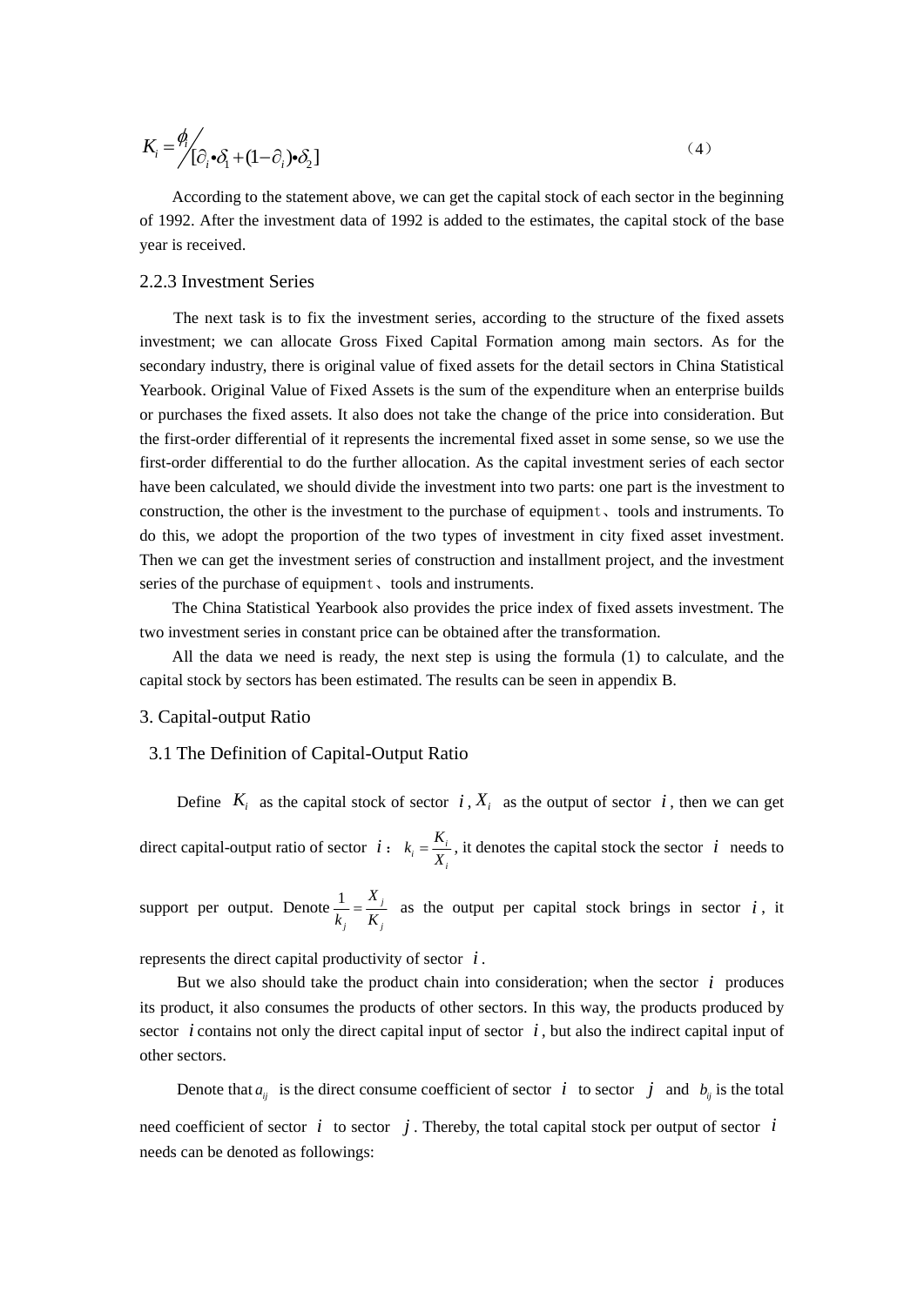$$K_i = \phi_i \Big/ [\partial_i \bullet \delta_1 + (1-\partial_i) \bullet \delta_2] \qquad (4)$$

According to the statement above, we can get the capital stock of each sector in the beginning of 1992. After the investment data of 1992 is added to the estimates, the capital stock of the base year is received.

### 2.2.3 Investment Series

The next task is to fix the investment series, according to the structure of the fixed assets investment; we can allocate Gross Fixed Capital Formation among main sectors. As for the secondary industry, there is original value of fixed assets for the detail sectors in China Statistical Yearbook. Original Value of Fixed Assets is the sum of the expenditure when an enterprise builds or purchases the fixed assets. It also does not take the change of the price into consideration. But the first-order differential of it represents the incremental fixed asset in some sense, so we use the first-order differential to do the further allocation. As the capital investment series of each sector have been calculated, we should divide the investment into two parts: one part is the investment to construction, the other is the investment to the purchase of equipment、tools and instruments. To do this, we adopt the proportion of the two types of investment in city fixed asset investment. Then we can get the investment series of construction and installment project, and the investment series of the purchase of equipment、tools and instruments.

The China Statistical Yearbook also provides the price index of fixed assets investment. The two investment series in constant price can be obtained after the transformation.

All the data we need is ready, the next step is using the formula (1) to calculate, and the capital stock by sectors has been estimated. The results can be seen in appendix B.

## 3. Capital-output Ratio

### 3.1 The Definition of Capital-Output Ratio

Define $K_i$ as the capital stock of sector $i$, $X_i$ as the output of sector $i$, then we can get direct capital-output ratio of sector $i$: $k_i = \frac{K_i}{X_i}$, it denotes the capital stock the sector $i$ needs to support per output. Denote $\frac{1}{k_j} = \frac{X_j}{K_j}$ as the output per capital stock brings in sector $i$, it represents the direct capital productivity of sector $i$.

But we also should take the product chain into consideration; when the sector $i$ produces its product, it also consumes the products of other sectors. In this way, the products produced by sector $i$ contains not only the direct capital input of sector $i$, but also the indirect capital input of other sectors.

Denote that $a_{ij}$ is the direct consume coefficient of sector $i$ to sector $j$ and $b_{ij}$ is the total need coefficient of sector $i$ to sector $j$. Thereby, the total capital stock per output of sector $i$ needs can be denoted as followings: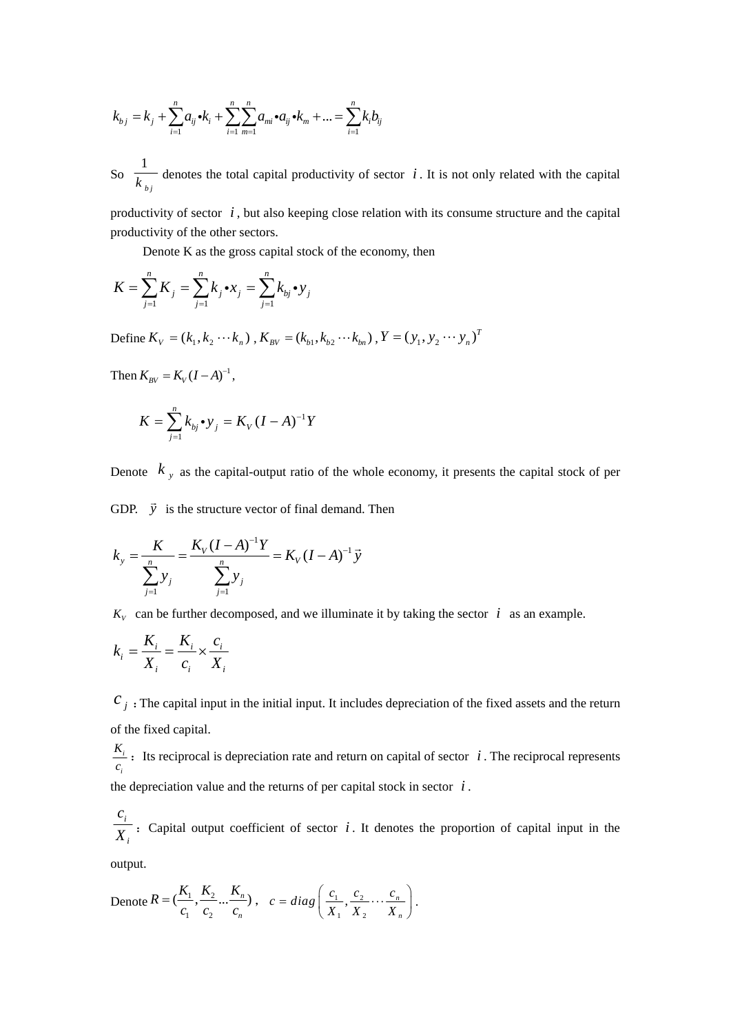$$k_{bj} = k_j + \sum_{i=1}^{n} a_{ij} \bullet k_i + \sum_{i=1}^{n} \sum_{m=1}^{n} a_{mi} \bullet a_{ij} \bullet k_m + ... = \sum_{i=1}^{n} k_i b_{ij}$$

So $\frac{1}{k_{bj}}$ denotes the total capital productivity of sector $i$. It is not only related with the capital productivity of sector $i$, but also keeping close relation with its consume structure and the capital productivity of the other sectors.

Denote K as the gross capital stock of the economy, then

$$K = \sum_{j=1}^{n} K_j = \sum_{j=1}^{n} k_j \bullet x_j = \sum_{j=1}^{n} k_{bj} \bullet y_j$$

Define $K_V = (k_1, k_2 \cdots k_n)$, $K_{BV} = (k_{b1}, k_{b2} \cdots k_{bn})$, $Y = (y_1, y_2 \cdots y_n)^T$

Then $K_{BV} = K_V (I - A)^{-1}$,

$$K = \sum_{j=1}^{n} k_{bj} \bullet y_j = K_V (I - A)^{-1} Y$$

Denote $k_y$ as the capital-output ratio of the whole economy, it presents the capital stock of per GDP. $\vec{y}$ is the structure vector of final demand. Then

$$k_y = \frac{K}{\sum_{j=1}^{n} y_j} = \frac{K_V (I - A)^{-1} Y}{\sum_{j=1}^{n} y_j} = K_V (I - A)^{-1} \vec{y}$$

$K_V$ can be further decomposed, and we illuminate it by taking the sector $i$ as an example.

$$k_i = \frac{K_i}{X_i} = \frac{K_i}{c_i} \times \frac{c_i}{X_i}$$

$c_j$ : The capital input in the initial input. It includes depreciation of the fixed assets and the return of the fixed capital.

$\frac{K_i}{c_i}$ : Its reciprocal is depreciation rate and return on capital of sector $i$. The reciprocal represents the depreciation value and the returns of per capital stock in sector $i$.

$\frac{c_i}{X_i}$ : Capital output coefficient of sector $i$. It denotes the proportion of capital input in the output.

Denote $R = (\frac{K_1}{c_1}, \frac{K_2}{c_2} ... \frac{K_n}{c_n})$, $c = diag\left(\frac{c_1}{X_1}, \frac{c_2}{X_2} \cdots \frac{c_n}{X_n}\right)$.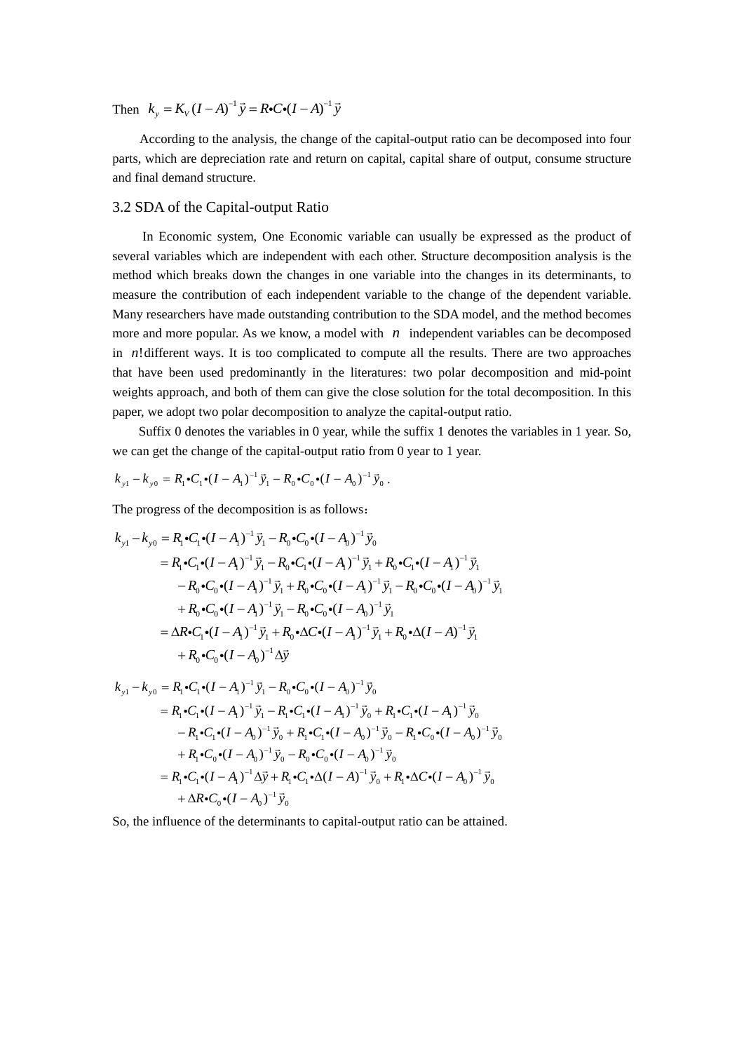Then $k_y = K_V (I-A)^{-1}\vec{y} = R{\bullet}C{\bullet}(I-A)^{-1}\vec{y}$

According to the analysis, the change of the capital-output ratio can be decomposed into four parts, which are depreciation rate and return on capital, capital share of output, consume structure and final demand structure.

## 3.2 SDA of the Capital-output Ratio

In Economic system, One Economic variable can usually be expressed as the product of several variables which are independent with each other. Structure decomposition analysis is the method which breaks down the changes in one variable into the changes in its determinants, to measure the contribution of each independent variable to the change of the dependent variable. Many researchers have made outstanding contribution to the SDA model, and the method becomes more and more popular. As we know, a model with $n$ independent variables can be decomposed in $n!$ different ways. It is too complicated to compute all the results. There are two approaches that have been used predominantly in the literatures: two polar decomposition and mid-point weights approach, and both of them can give the close solution for the total decomposition. In this paper, we adopt two polar decomposition to analyze the capital-output ratio.

Suffix 0 denotes the variables in 0 year, while the suffix 1 denotes the variables in 1 year. So, we can get the change of the capital-output ratio from 0 year to 1 year.

$k_{y1} - k_{y0} = R_1{\bullet}C_1{\bullet}(I-A_1)^{-1}\vec{y}_1 - R_0{\bullet}C_0{\bullet}(I-A_0)^{-1}\vec{y}_0$ .

The progress of the decomposition is as follows：

$$
\begin{aligned}
k_{y1} - k_{y0} &= R_1{\bullet}C_1{\bullet}(I-A_1)^{-1}\vec{y}_1 - R_0{\bullet}C_0{\bullet}(I-A_0)^{-1}\vec{y}_0 \\
&= R_1{\bullet}C_1{\bullet}(I-A_1)^{-1}\vec{y}_1 - R_0{\bullet}C_1{\bullet}(I-A_1)^{-1}\vec{y}_1 + R_0{\bullet}C_1{\bullet}(I-A_1)^{-1}\vec{y}_1 \\
&\quad - R_0{\bullet}C_0{\bullet}(I-A_1)^{-1}\vec{y}_1 + R_0{\bullet}C_0{\bullet}(I-A_1)^{-1}\vec{y}_1 - R_0{\bullet}C_0{\bullet}(I-A_0)^{-1}\vec{y}_1 \\
&\quad + R_0{\bullet}C_0{\bullet}(I-A_1)^{-1}\vec{y}_1 - R_0{\bullet}C_0{\bullet}(I-A_0)^{-1}\vec{y}_1 \\
&= \Delta R{\bullet}C_1{\bullet}(I-A_1)^{-1}\vec{y}_1 + R_0{\bullet}\Delta C{\bullet}(I-A_1)^{-1}\vec{y}_1 + R_0{\bullet}\Delta(I-A)^{-1}\vec{y}_1 \\
&\quad + R_0{\bullet}C_0{\bullet}(I-A_0)^{-1}\Delta\vec{y}
\end{aligned}
$$

$$
\begin{aligned}
k_{y1} - k_{y0} &= R_1{\bullet}C_1{\bullet}(I-A_1)^{-1}\vec{y}_1 - R_0{\bullet}C_0{\bullet}(I-A_0)^{-1}\vec{y}_0 \\
&= R_1{\bullet}C_1{\bullet}(I-A_1)^{-1}\vec{y}_1 - R_1{\bullet}C_1{\bullet}(I-A_1)^{-1}\vec{y}_0 + R_1{\bullet}C_1{\bullet}(I-A_1)^{-1}\vec{y}_0 \\
&\quad - R_1{\bullet}C_1{\bullet}(I-A_0)^{-1}\vec{y}_0 + R_1{\bullet}C_1{\bullet}(I-A_0)^{-1}\vec{y}_0 - R_1{\bullet}C_0{\bullet}(I-A_0)^{-1}\vec{y}_0 \\
&\quad + R_1{\bullet}C_0{\bullet}(I-A_0)^{-1}\vec{y}_0 - R_0{\bullet}C_0{\bullet}(I-A_0)^{-1}\vec{y}_0 \\
&= R_1{\bullet}C_1{\bullet}(I-A_1)^{-1}\Delta\vec{y} + R_1{\bullet}C_1{\bullet}\Delta(I-A)^{-1}\vec{y}_0 + R_1{\bullet}\Delta C{\bullet}(I-A_0)^{-1}\vec{y}_0 \\
&\quad + \Delta R{\bullet}C_0{\bullet}(I-A_0)^{-1}\vec{y}_0
\end{aligned}
$$

So, the influence of the determinants to capital-output ratio can be attained.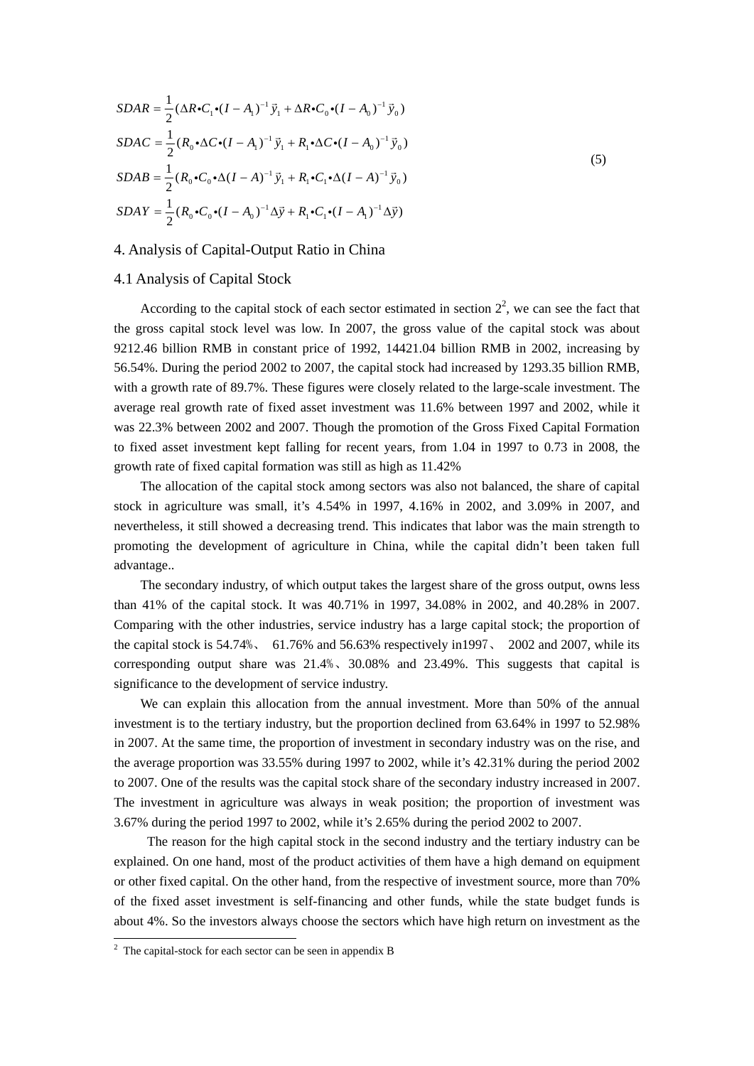$$
\begin{aligned}
SDAR &= \frac{1}{2}(\Delta R \bullet C_1 \bullet (I - A_1)^{-1}\vec{y}_1 + \Delta R \bullet C_0 \bullet (I - A_0)^{-1}\vec{y}_0) \\
SDAC &= \frac{1}{2}(R_0 \bullet \Delta C \bullet (I - A_1)^{-1}\vec{y}_1 + R_1 \bullet \Delta C \bullet (I - A_0)^{-1}\vec{y}_0) \\
SDAB &= \frac{1}{2}(R_0 \bullet C_0 \bullet \Delta (I - A)^{-1}\vec{y}_1 + R_1 \bullet C_1 \bullet \Delta (I - A)^{-1}\vec{y}_0) \\
SDAY &= \frac{1}{2}(R_0 \bullet C_0 \bullet (I - A_0)^{-1}\Delta \vec{y} + R_1 \bullet C_1 \bullet (I - A_1)^{-1}\Delta \vec{y})
\end{aligned}
\tag{5}
$$

## 4. Analysis of Capital-Output Ratio in China

### 4.1 Analysis of Capital Stock

According to the capital stock of each sector estimated in section 2[2], we can see the fact that the gross capital stock level was low. In 2007, the gross value of the capital stock was about 9212.46 billion RMB in constant price of 1992, 14421.04 billion RMB in 2002, increasing by 56.54%. During the period 2002 to 2007, the capital stock had increased by 1293.35 billion RMB, with a growth rate of 89.7%. These figures were closely related to the large-scale investment. The average real growth rate of fixed asset investment was 11.6% between 1997 and 2002, while it was 22.3% between 2002 and 2007. Though the promotion of the Gross Fixed Capital Formation to fixed asset investment kept falling for recent years, from 1.04 in 1997 to 0.73 in 2008, the growth rate of fixed capital formation was still as high as 11.42%

The allocation of the capital stock among sectors was also not balanced, the share of capital stock in agriculture was small, it's 4.54% in 1997, 4.16% in 2002, and 3.09% in 2007, and nevertheless, it still showed a decreasing trend. This indicates that labor was the main strength to promoting the development of agriculture in China, while the capital didn't been taken full advantage..

The secondary industry, of which output takes the largest share of the gross output, owns less than 41% of the capital stock. It was 40.71% in 1997, 34.08% in 2002, and 40.28% in 2007. Comparing with the other industries, service industry has a large capital stock; the proportion of the capital stock is 54.74%、 61.76% and 56.63% respectively in1997、 2002 and 2007, while its corresponding output share was 21.4%、30.08% and 23.49%. This suggests that capital is significance to the development of service industry.

We can explain this allocation from the annual investment. More than 50% of the annual investment is to the tertiary industry, but the proportion declined from 63.64% in 1997 to 52.98% in 2007. At the same time, the proportion of investment in secondary industry was on the rise, and the average proportion was 33.55% during 1997 to 2002, while it's 42.31% during the period 2002 to 2007. One of the results was the capital stock share of the secondary industry increased in 2007. The investment in agriculture was always in weak position; the proportion of investment was 3.67% during the period 1997 to 2002, while it's 2.65% during the period 2002 to 2007.

The reason for the high capital stock in the second industry and the tertiary industry can be explained. On one hand, most of the product activities of them have a high demand on equipment or other fixed capital. On the other hand, from the respective of investment source, more than 70% of the fixed asset investment is self-financing and other funds, while the state budget funds is about 4%. So the investors always choose the sectors which have high return on investment as the

[2] The capital-stock for each sector can be seen in appendix B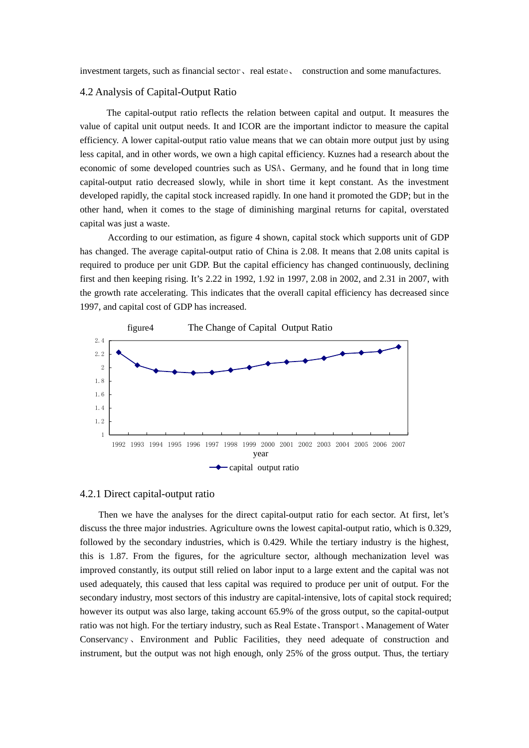investment targets, such as financial sector、real estate、 construction and some manufactures.

## 4.2 Analysis of Capital-Output Ratio

The capital-output ratio reflects the relation between capital and output. It measures the value of capital unit output needs. It and ICOR are the important indictor to measure the capital efficiency. A lower capital-output ratio value means that we can obtain more output just by using less capital, and in other words, we own a high capital efficiency. Kuznes had a research about the economic of some developed countries such as USA、Germany, and he found that in long time capital-output ratio decreased slowly, while in short time it kept constant. As the investment developed rapidly, the capital stock increased rapidly. In one hand it promoted the GDP; but in the other hand, when it comes to the stage of diminishing marginal returns for capital, overstated capital was just a waste.

According to our estimation, as figure 4 shown, capital stock which supports unit of GDP has changed. The average capital-output ratio of China is 2.08. It means that 2.08 units capital is required to produce per unit GDP. But the capital efficiency has changed continuously, declining first and then keeping rising. It's 2.22 in 1992, 1.92 in 1997, 2.08 in 2002, and 2.31 in 2007, with the growth rate accelerating. This indicates that the overall capital efficiency has decreased since 1997, and capital cost of GDP has increased.

figure4 The Change of Capital Output Ratio

### 4.2.1 Direct capital-output ratio

Then we have the analyses for the direct capital-output ratio for each sector. At first, let's discuss the three major industries. Agriculture owns the lowest capital-output ratio, which is 0.329, followed by the secondary industries, which is 0.429. While the tertiary industry is the highest, this is 1.87. From the figures, for the agriculture sector, although mechanization level was improved constantly, its output still relied on labor input to a large extent and the capital was not used adequately, this caused that less capital was required to produce per unit of output. For the secondary industry, most sectors of this industry are capital-intensive, lots of capital stock required; however its output was also large, taking account 65.9% of the gross output, so the capital-output ratio was not high. For the tertiary industry, such as Real Estate、Transport、Management of Water Conservancy、Environment and Public Facilities, they need adequate of construction and instrument, but the output was not high enough, only 25% of the gross output. Thus, the tertiary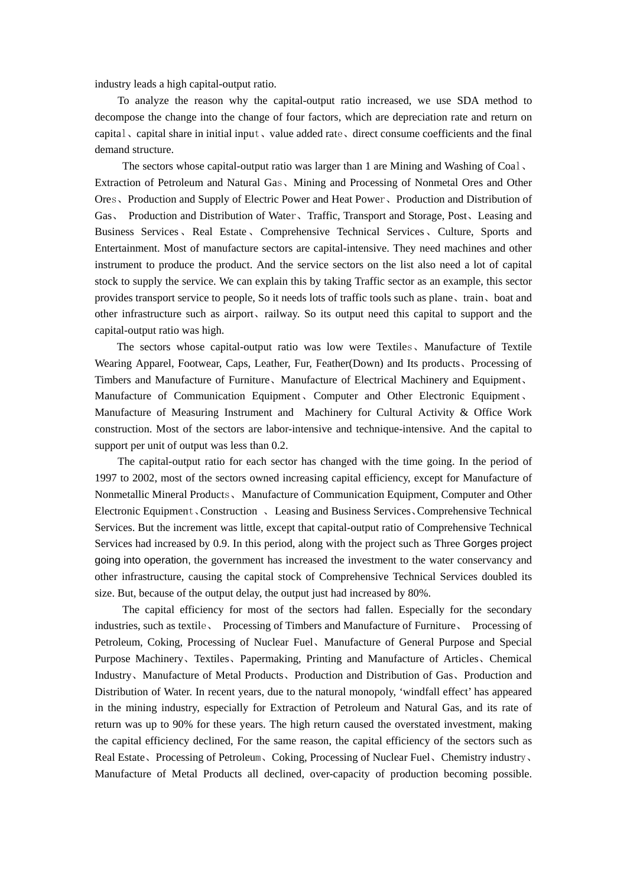industry leads a high capital-output ratio.

To analyze the reason why the capital-output ratio increased, we use SDA method to decompose the change into the change of four factors, which are depreciation rate and return on capital、capital share in initial input、value added rate、direct consume coefficients and the final demand structure.

The sectors whose capital-output ratio was larger than 1 are Mining and Washing of Coal、Extraction of Petroleum and Natural Gas、Mining and Processing of Nonmetal Ores and Other Ores、Production and Supply of Electric Power and Heat Power、Production and Distribution of Gas、 Production and Distribution of Water、Traffic, Transport and Storage, Post、Leasing and Business Services、Real Estate、Comprehensive Technical Services、Culture, Sports and Entertainment. Most of manufacture sectors are capital-intensive. They need machines and other instrument to produce the product. And the service sectors on the list also need a lot of capital stock to supply the service. We can explain this by taking Traffic sector as an example, this sector provides transport service to people, So it needs lots of traffic tools such as plane、train、boat and other infrastructure such as airport、railway. So its output need this capital to support and the capital-output ratio was high.

The sectors whose capital-output ratio was low were Textiles、Manufacture of Textile Wearing Apparel, Footwear, Caps, Leather, Fur, Feather(Down) and Its products、Processing of Timbers and Manufacture of Furniture、Manufacture of Electrical Machinery and Equipment、Manufacture of Communication Equipment、Computer and Other Electronic Equipment、Manufacture of Measuring Instrument and Machinery for Cultural Activity & Office Work construction. Most of the sectors are labor-intensive and technique-intensive. And the capital to support per unit of output was less than 0.2.

The capital-output ratio for each sector has changed with the time going. In the period of 1997 to 2002, most of the sectors owned increasing capital efficiency, except for Manufacture of Nonmetallic Mineral Products、Manufacture of Communication Equipment, Computer and Other Electronic Equipment、Construction 、Leasing and Business Services、Comprehensive Technical Services. But the increment was little, except that capital-output ratio of Comprehensive Technical Services had increased by 0.9. In this period, along with the project such as Three Gorges project going into operation, the government has increased the investment to the water conservancy and other infrastructure, causing the capital stock of Comprehensive Technical Services doubled its size. But, because of the output delay, the output just had increased by 80%.

The capital efficiency for most of the sectors had fallen. Especially for the secondary industries, such as textile、 Processing of Timbers and Manufacture of Furniture、 Processing of Petroleum, Coking, Processing of Nuclear Fuel、Manufacture of General Purpose and Special Purpose Machinery、Textiles、Papermaking, Printing and Manufacture of Articles、Chemical Industry、Manufacture of Metal Products、Production and Distribution of Gas、Production and Distribution of Water. In recent years, due to the natural monopoly, 'windfall effect' has appeared in the mining industry, especially for Extraction of Petroleum and Natural Gas, and its rate of return was up to 90% for these years. The high return caused the overstated investment, making the capital efficiency declined, For the same reason, the capital efficiency of the sectors such as Real Estate、Processing of Petroleum、Coking, Processing of Nuclear Fuel、Chemistry industry、Manufacture of Metal Products all declined, over-capacity of production becoming possible.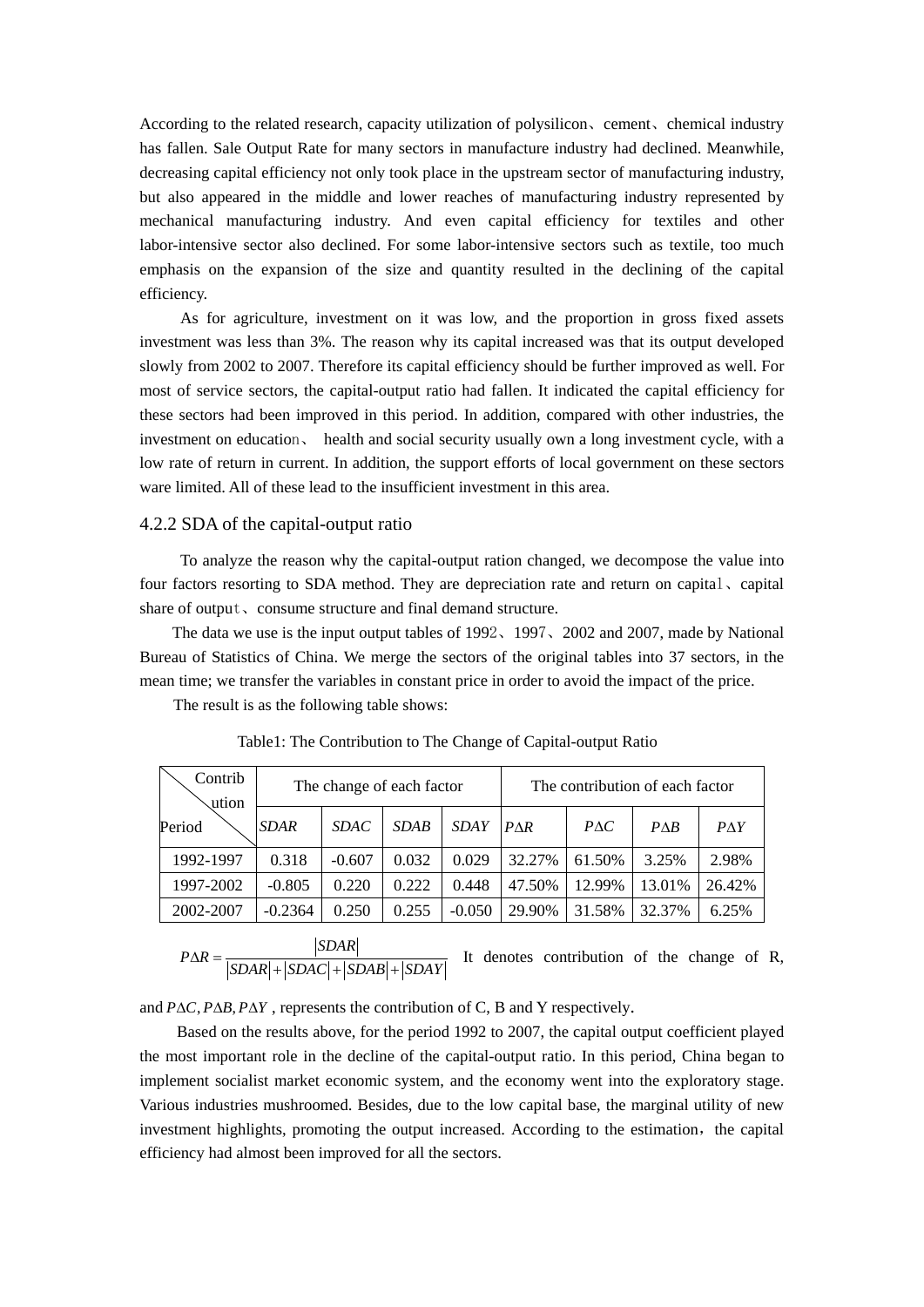According to the related research, capacity utilization of polysilicon、cement、chemical industry has fallen. Sale Output Rate for many sectors in manufacture industry had declined. Meanwhile, decreasing capital efficiency not only took place in the upstream sector of manufacturing industry, but also appeared in the middle and lower reaches of manufacturing industry represented by mechanical manufacturing industry. And even capital efficiency for textiles and other labor-intensive sector also declined. For some labor-intensive sectors such as textile, too much emphasis on the expansion of the size and quantity resulted in the declining of the capital efficiency.

As for agriculture, investment on it was low, and the proportion in gross fixed assets investment was less than 3%. The reason why its capital increased was that its output developed slowly from 2002 to 2007. Therefore its capital efficiency should be further improved as well. For most of service sectors, the capital-output ratio had fallen. It indicated the capital efficiency for these sectors had been improved in this period. In addition, compared with other industries, the investment on education、 health and social security usually own a long investment cycle, with a low rate of return in current. In addition, the support efforts of local government on these sectors ware limited. All of these lead to the insufficient investment in this area.

### 4.2.2 SDA of the capital-output ratio

To analyze the reason why the capital-output ration changed, we decompose the value into four factors resorting to SDA method. They are depreciation rate and return on capital、capital share of output、consume structure and final demand structure.

The data we use is the input output tables of 1992、1997、2002 and 2007, made by National Bureau of Statistics of China. We merge the sectors of the original tables into 37 sectors, in the mean time; we transfer the variables in constant price in order to avoid the impact of the price.

The result is as the following table shows:

Table1: The Contribution to The Change of Capital-output Ratio

| Contribution / Period | The change of each factor | | | | The contribution of each factor | | | |
|---|---|---|---|---|---|---|---|---|
| | *SDAR* | *SDAC* | *SDAB* | *SDAY* | $P\Delta R$ | $P\Delta C$ | $P\Delta B$ | $P\Delta Y$ |
| 1992-1997 | 0.318 | -0.607 | 0.032 | 0.029 | 32.27% | 61.50% | 3.25% | 2.98% |
| 1997-2002 | -0.805 | 0.220 | 0.222 | 0.448 | 47.50% | 12.99% | 13.01% | 26.42% |
| 2002-2007 | -0.2364 | 0.250 | 0.255 | -0.050 | 29.90% | 31.58% | 32.37% | 6.25% |

$$P\Delta R = \frac{|SDAR|}{|SDAR| + |SDAC| + |SDAB| + |SDAY|}$$ It denotes contribution of the change of R,

and $P\Delta C, P\Delta B, P\Delta Y$ , represents the contribution of C, B and Y respectively.

Based on the results above, for the period 1992 to 2007, the capital output coefficient played the most important role in the decline of the capital-output ratio. In this period, China began to implement socialist market economic system, and the economy went into the exploratory stage. Various industries mushroomed. Besides, due to the low capital base, the marginal utility of new investment highlights, promoting the output increased. According to the estimation，the capital efficiency had almost been improved for all the sectors.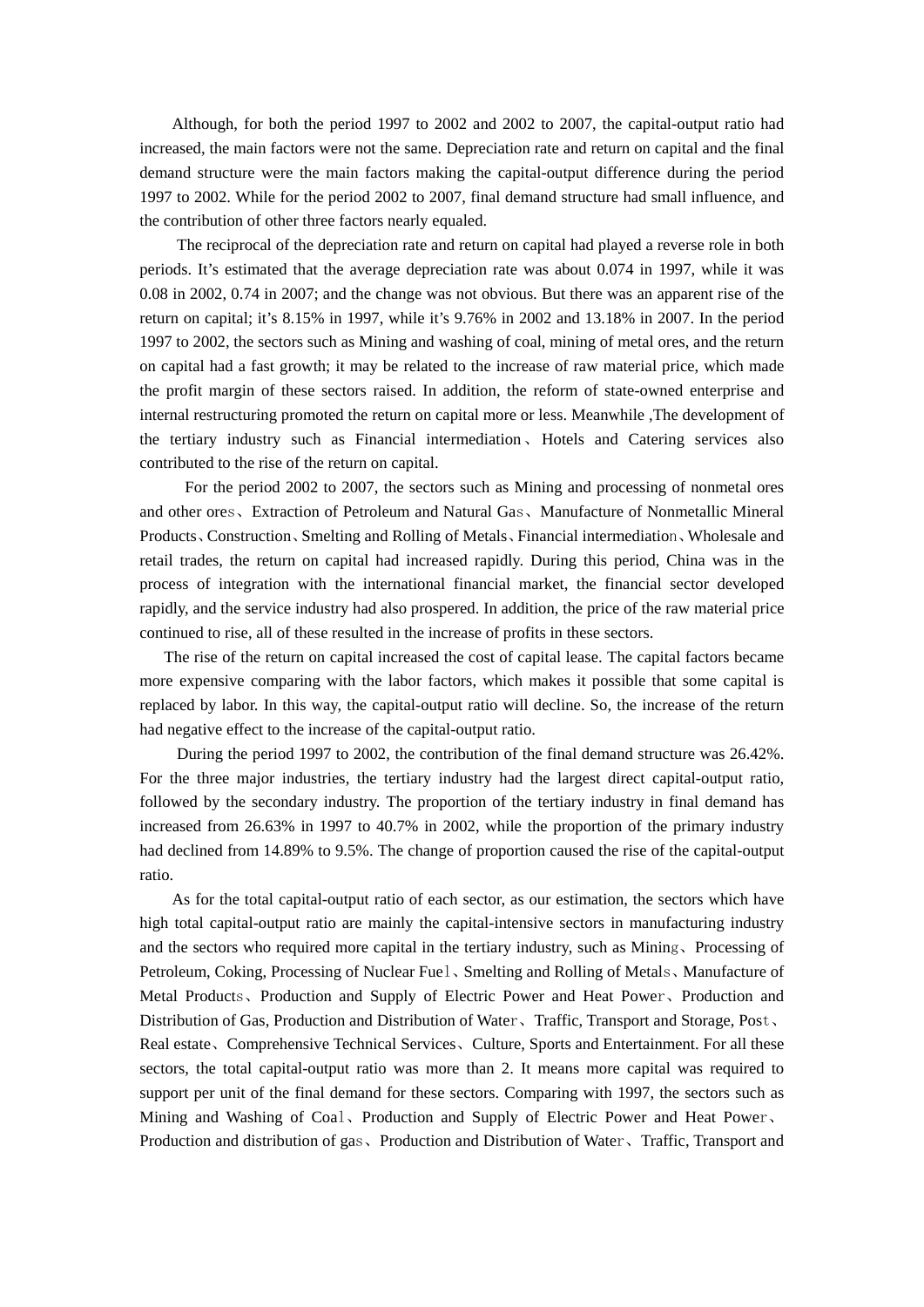Although, for both the period 1997 to 2002 and 2002 to 2007, the capital-output ratio had increased, the main factors were not the same. Depreciation rate and return on capital and the final demand structure were the main factors making the capital-output difference during the period 1997 to 2002. While for the period 2002 to 2007, final demand structure had small influence, and the contribution of other three factors nearly equaled.

The reciprocal of the depreciation rate and return on capital had played a reverse role in both periods. It's estimated that the average depreciation rate was about 0.074 in 1997, while it was 0.08 in 2002, 0.74 in 2007; and the change was not obvious. But there was an apparent rise of the return on capital; it's 8.15% in 1997, while it's 9.76% in 2002 and 13.18% in 2007. In the period 1997 to 2002, the sectors such as Mining and washing of coal, mining of metal ores, and the return on capital had a fast growth; it may be related to the increase of raw material price, which made the profit margin of these sectors raised. In addition, the reform of state-owned enterprise and internal restructuring promoted the return on capital more or less. Meanwhile ,The development of the tertiary industry such as Financial intermediation、Hotels and Catering services also contributed to the rise of the return on capital.

For the period 2002 to 2007, the sectors such as Mining and processing of nonmetal ores and other ores、Extraction of Petroleum and Natural Gas、Manufacture of Nonmetallic Mineral Products、Construction、Smelting and Rolling of Metals、Financial intermediation、Wholesale and retail trades, the return on capital had increased rapidly. During this period, China was in the process of integration with the international financial market, the financial sector developed rapidly, and the service industry had also prospered. In addition, the price of the raw material price continued to rise, all of these resulted in the increase of profits in these sectors.

The rise of the return on capital increased the cost of capital lease. The capital factors became more expensive comparing with the labor factors, which makes it possible that some capital is replaced by labor. In this way, the capital-output ratio will decline. So, the increase of the return had negative effect to the increase of the capital-output ratio.

During the period 1997 to 2002, the contribution of the final demand structure was 26.42%. For the three major industries, the tertiary industry had the largest direct capital-output ratio, followed by the secondary industry. The proportion of the tertiary industry in final demand has increased from 26.63% in 1997 to 40.7% in 2002, while the proportion of the primary industry had declined from 14.89% to 9.5%. The change of proportion caused the rise of the capital-output ratio.

As for the total capital-output ratio of each sector, as our estimation, the sectors which have high total capital-output ratio are mainly the capital-intensive sectors in manufacturing industry and the sectors who required more capital in the tertiary industry, such as Mining、Processing of Petroleum, Coking, Processing of Nuclear Fuel、Smelting and Rolling of Metals、Manufacture of Metal Products、Production and Supply of Electric Power and Heat Power、Production and Distribution of Gas, Production and Distribution of Water、Traffic, Transport and Storage, Post、Real estate、Comprehensive Technical Services、Culture, Sports and Entertainment. For all these sectors, the total capital-output ratio was more than 2. It means more capital was required to support per unit of the final demand for these sectors. Comparing with 1997, the sectors such as Mining and Washing of Coal、Production and Supply of Electric Power and Heat Power、Production and distribution of gas、Production and Distribution of Water、Traffic, Transport and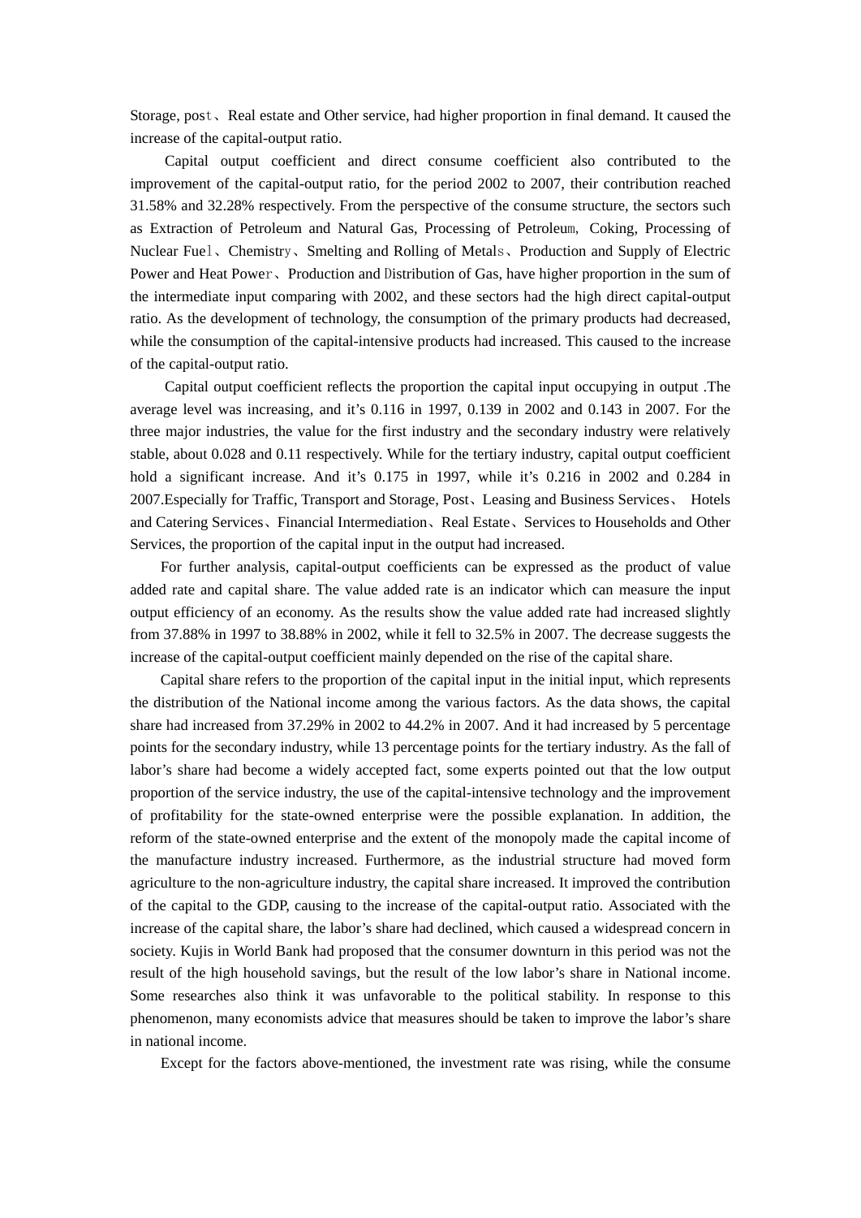Storage, post、Real estate and Other service, had higher proportion in final demand. It caused the increase of the capital-output ratio.

Capital output coefficient and direct consume coefficient also contributed to the improvement of the capital-output ratio, for the period 2002 to 2007, their contribution reached 31.58% and 32.28% respectively. From the perspective of the consume structure, the sectors such as Extraction of Petroleum and Natural Gas, Processing of Petroleum, Coking, Processing of Nuclear Fuel、Chemistry、Smelting and Rolling of Metals、Production and Supply of Electric Power and Heat Power、Production and Distribution of Gas, have higher proportion in the sum of the intermediate input comparing with 2002, and these sectors had the high direct capital-output ratio. As the development of technology, the consumption of the primary products had decreased, while the consumption of the capital-intensive products had increased. This caused to the increase of the capital-output ratio.

Capital output coefficient reflects the proportion the capital input occupying in output .The average level was increasing, and it's 0.116 in 1997, 0.139 in 2002 and 0.143 in 2007. For the three major industries, the value for the first industry and the secondary industry were relatively stable, about 0.028 and 0.11 respectively. While for the tertiary industry, capital output coefficient hold a significant increase. And it's 0.175 in 1997, while it's 0.216 in 2002 and 0.284 in 2007.Especially for Traffic, Transport and Storage, Post、Leasing and Business Services、 Hotels and Catering Services、Financial Intermediation、Real Estate、Services to Households and Other Services, the proportion of the capital input in the output had increased.

For further analysis, capital-output coefficients can be expressed as the product of value added rate and capital share. The value added rate is an indicator which can measure the input output efficiency of an economy. As the results show the value added rate had increased slightly from 37.88% in 1997 to 38.88% in 2002, while it fell to 32.5% in 2007. The decrease suggests the increase of the capital-output coefficient mainly depended on the rise of the capital share.

Capital share refers to the proportion of the capital input in the initial input, which represents the distribution of the National income among the various factors. As the data shows, the capital share had increased from 37.29% in 2002 to 44.2% in 2007. And it had increased by 5 percentage points for the secondary industry, while 13 percentage points for the tertiary industry. As the fall of labor's share had become a widely accepted fact, some experts pointed out that the low output proportion of the service industry, the use of the capital-intensive technology and the improvement of profitability for the state-owned enterprise were the possible explanation. In addition, the reform of the state-owned enterprise and the extent of the monopoly made the capital income of the manufacture industry increased. Furthermore, as the industrial structure had moved form agriculture to the non-agriculture industry, the capital share increased. It improved the contribution of the capital to the GDP, causing to the increase of the capital-output ratio. Associated with the increase of the capital share, the labor's share had declined, which caused a widespread concern in society. Kujis in World Bank had proposed that the consumer downturn in this period was not the result of the high household savings, but the result of the low labor's share in National income. Some researches also think it was unfavorable to the political stability. In response to this phenomenon, many economists advice that measures should be taken to improve the labor's share in national income.

Except for the factors above-mentioned, the investment rate was rising, while the consume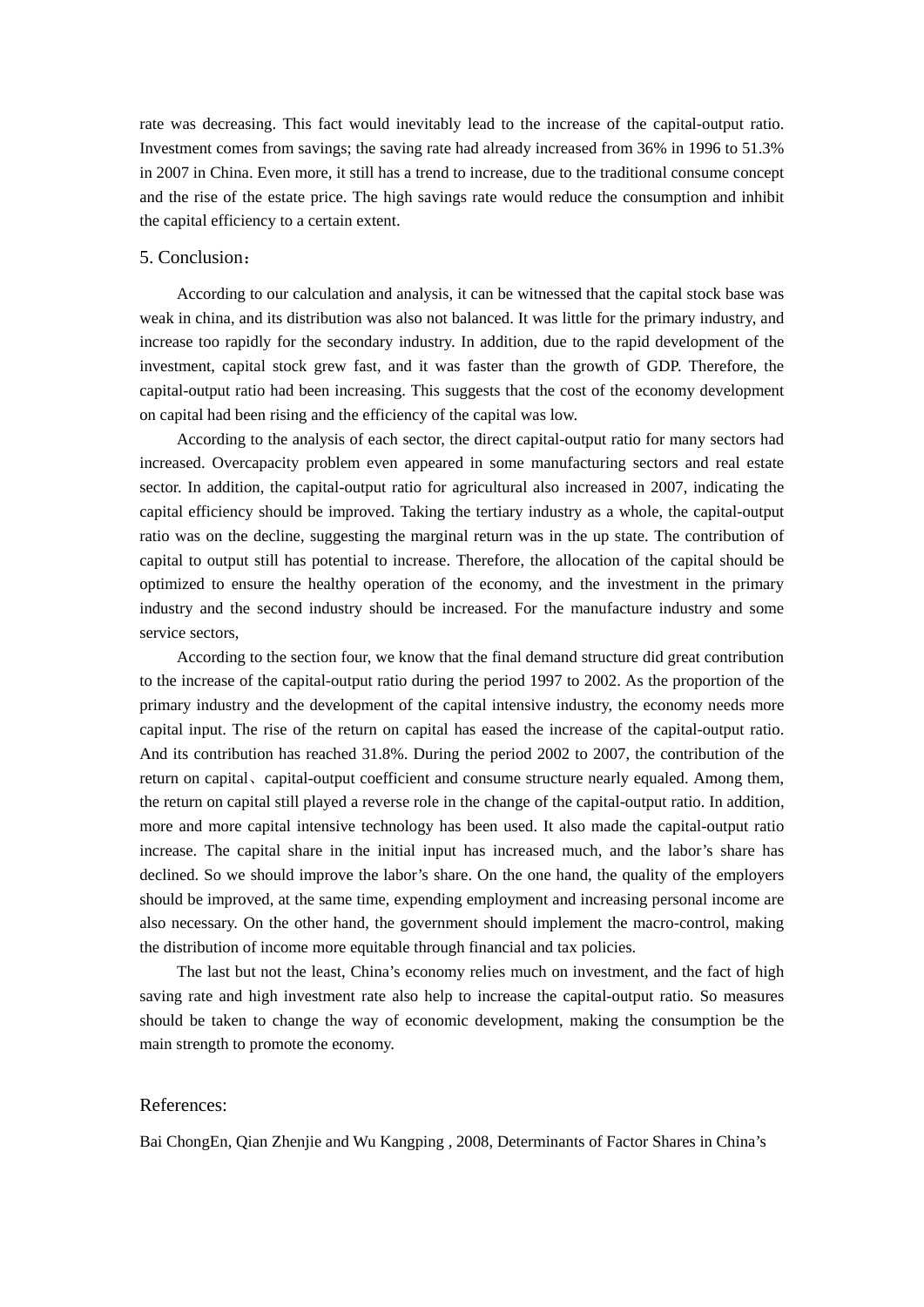rate was decreasing. This fact would inevitably lead to the increase of the capital-output ratio. Investment comes from savings; the saving rate had already increased from 36% in 1996 to 51.3% in 2007 in China. Even more, it still has a trend to increase, due to the traditional consume concept and the rise of the estate price. The high savings rate would reduce the consumption and inhibit the capital efficiency to a certain extent.

## 5. Conclusion：

According to our calculation and analysis, it can be witnessed that the capital stock base was weak in china, and its distribution was also not balanced. It was little for the primary industry, and increase too rapidly for the secondary industry. In addition, due to the rapid development of the investment, capital stock grew fast, and it was faster than the growth of GDP. Therefore, the capital-output ratio had been increasing. This suggests that the cost of the economy development on capital had been rising and the efficiency of the capital was low.

According to the analysis of each sector, the direct capital-output ratio for many sectors had increased. Overcapacity problem even appeared in some manufacturing sectors and real estate sector. In addition, the capital-output ratio for agricultural also increased in 2007, indicating the capital efficiency should be improved. Taking the tertiary industry as a whole, the capital-output ratio was on the decline, suggesting the marginal return was in the up state. The contribution of capital to output still has potential to increase. Therefore, the allocation of the capital should be optimized to ensure the healthy operation of the economy, and the investment in the primary industry and the second industry should be increased. For the manufacture industry and some service sectors,

According to the section four, we know that the final demand structure did great contribution to the increase of the capital-output ratio during the period 1997 to 2002. As the proportion of the primary industry and the development of the capital intensive industry, the economy needs more capital input. The rise of the return on capital has eased the increase of the capital-output ratio. And its contribution has reached 31.8%. During the period 2002 to 2007, the contribution of the return on capital、capital-output coefficient and consume structure nearly equaled. Among them, the return on capital still played a reverse role in the change of the capital-output ratio. In addition, more and more capital intensive technology has been used. It also made the capital-output ratio increase. The capital share in the initial input has increased much, and the labor's share has declined. So we should improve the labor's share. On the one hand, the quality of the employers should be improved, at the same time, expending employment and increasing personal income are also necessary. On the other hand, the government should implement the macro-control, making the distribution of income more equitable through financial and tax policies.

The last but not the least, China's economy relies much on investment, and the fact of high saving rate and high investment rate also help to increase the capital-output ratio. So measures should be taken to change the way of economic development, making the consumption be the main strength to promote the economy.

## References:

Bai ChongEn, Qian Zhenjie and Wu Kangping , 2008, Determinants of Factor Shares in China's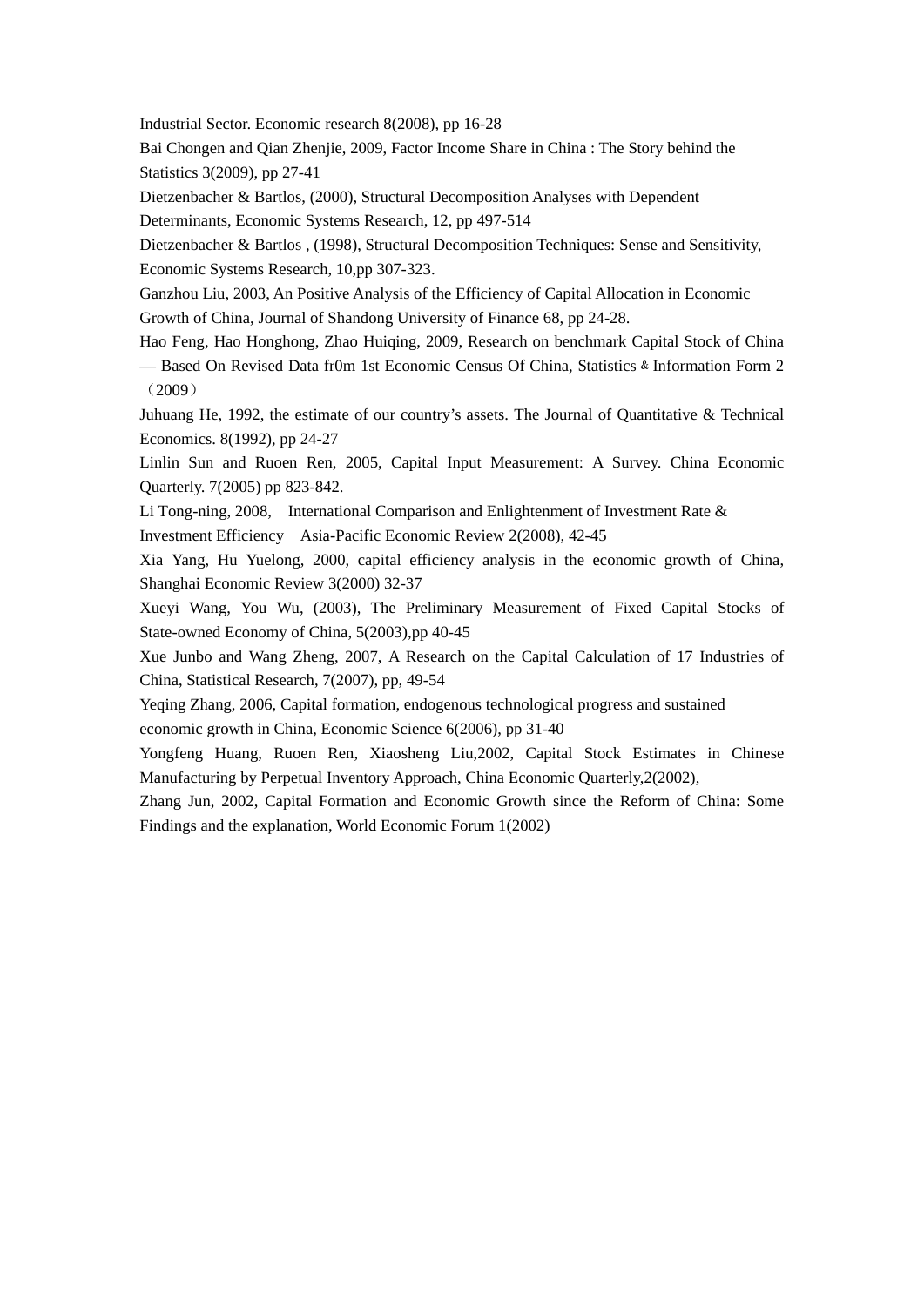Industrial Sector. Economic research 8(2008), pp 16-28

Bai Chongen and Qian Zhenjie, 2009, Factor Income Share in China : The Story behind the Statistics 3(2009), pp 27-41

Dietzenbacher & Bartlos, (2000), Structural Decomposition Analyses with Dependent Determinants, Economic Systems Research, 12, pp 497-514

Dietzenbacher & Bartlos , (1998), Structural Decomposition Techniques: Sense and Sensitivity, Economic Systems Research, 10,pp 307-323.

Ganzhou Liu, 2003, An Positive Analysis of the Efficiency of Capital Allocation in Economic Growth of China, Journal of Shandong University of Finance 68, pp 24-28.

Hao Feng, Hao Honghong, Zhao Huiqing, 2009, Research on benchmark Capital Stock of China — Based On Revised Data fr0m 1st Economic Census Of China, Statistics & Information Form 2（2009）

Juhuang He, 1992, the estimate of our country's assets. The Journal of Quantitative & Technical Economics. 8(1992), pp 24-27

Linlin Sun and Ruoen Ren, 2005, Capital Input Measurement: A Survey. China Economic Quarterly. 7(2005) pp 823-842.

Li Tong-ning, 2008, International Comparison and Enlightenment of Investment Rate & Investment Efficiency Asia-Pacific Economic Review 2(2008), 42-45

Xia Yang, Hu Yuelong, 2000, capital efficiency analysis in the economic growth of China, Shanghai Economic Review 3(2000) 32-37

Xueyi Wang, You Wu, (2003), The Preliminary Measurement of Fixed Capital Stocks of State-owned Economy of China, 5(2003),pp 40-45

Xue Junbo and Wang Zheng, 2007, A Research on the Capital Calculation of 17 Industries of China, Statistical Research, 7(2007), pp, 49-54

Yeqing Zhang, 2006, Capital formation, endogenous technological progress and sustained economic growth in China, Economic Science 6(2006), pp 31-40

Yongfeng Huang, Ruoen Ren, Xiaosheng Liu,2002, Capital Stock Estimates in Chinese Manufacturing by Perpetual Inventory Approach, China Economic Quarterly,2(2002),

Zhang Jun, 2002, Capital Formation and Economic Growth since the Reform of China: Some Findings and the explanation, World Economic Forum 1(2002)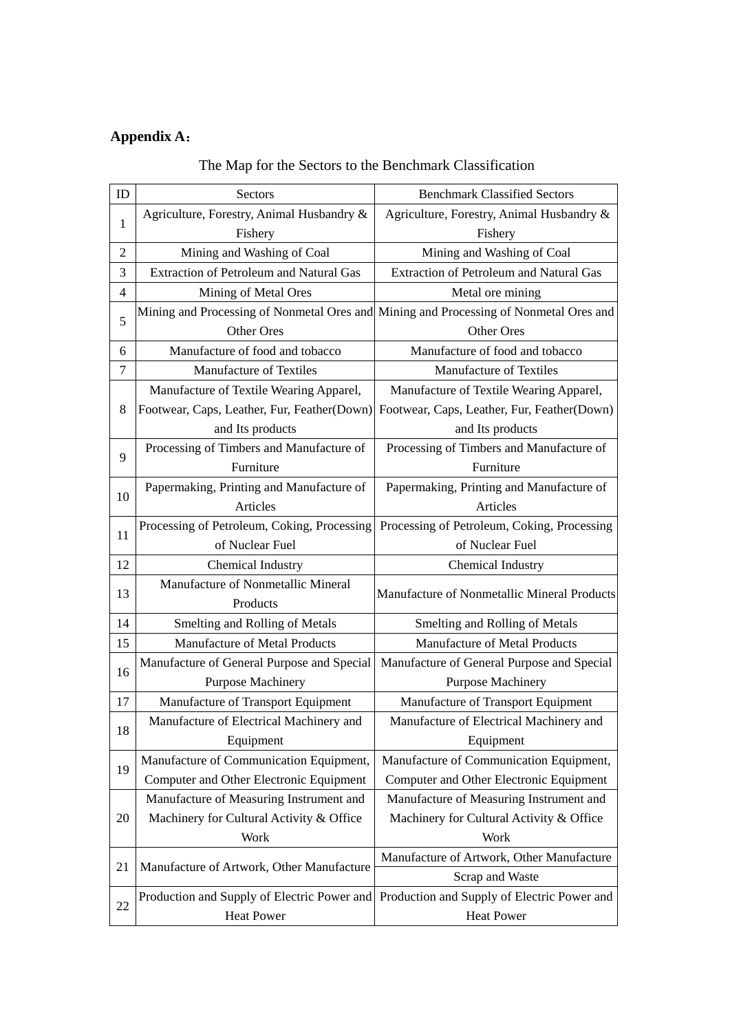**Appendix A：**

The Map for the Sectors to the Benchmark Classification

| ID | Sectors | Benchmark Classified Sectors |
|---|---|---|
| 1 | Agriculture, Forestry, Animal Husbandry & Fishery | Agriculture, Forestry, Animal Husbandry & Fishery |
| 2 | Mining and Washing of Coal | Mining and Washing of Coal |
| 3 | Extraction of Petroleum and Natural Gas | Extraction of Petroleum and Natural Gas |
| 4 | Mining of Metal Ores | Metal ore mining |
| 5 | Mining and Processing of Nonmetal Ores and Other Ores | Mining and Processing of Nonmetal Ores and Other Ores |
| 6 | Manufacture of food and tobacco | Manufacture of food and tobacco |
| 7 | Manufacture of Textiles | Manufacture of Textiles |
| 8 | Manufacture of Textile Wearing Apparel, Footwear, Caps, Leather, Fur, Feather(Down) and Its products | Manufacture of Textile Wearing Apparel, Footwear, Caps, Leather, Fur, Feather(Down) and Its products |
| 9 | Processing of Timbers and Manufacture of Furniture | Processing of Timbers and Manufacture of Furniture |
| 10 | Papermaking, Printing and Manufacture of Articles | Papermaking, Printing and Manufacture of Articles |
| 11 | Processing of Petroleum, Coking, Processing of Nuclear Fuel | Processing of Petroleum, Coking, Processing of Nuclear Fuel |
| 12 | Chemical Industry | Chemical Industry |
| 13 | Manufacture of Nonmetallic Mineral Products | Manufacture of Nonmetallic Mineral Products |
| 14 | Smelting and Rolling of Metals | Smelting and Rolling of Metals |
| 15 | Manufacture of Metal Products | Manufacture of Metal Products |
| 16 | Manufacture of General Purpose and Special Purpose Machinery | Manufacture of General Purpose and Special Purpose Machinery |
| 17 | Manufacture of Transport Equipment | Manufacture of Transport Equipment |
| 18 | Manufacture of Electrical Machinery and Equipment | Manufacture of Electrical Machinery and Equipment |
| 19 | Manufacture of Communication Equipment, Computer and Other Electronic Equipment | Manufacture of Communication Equipment, Computer and Other Electronic Equipment |
| 20 | Manufacture of Measuring Instrument and Machinery for Cultural Activity & Office Work | Manufacture of Measuring Instrument and Machinery for Cultural Activity & Office Work |
| 21 | Manufacture of Artwork, Other Manufacture | Manufacture of Artwork, Other Manufacture |
| | | Scrap and Waste |
| 22 | Production and Supply of Electric Power and Heat Power | Production and Supply of Electric Power and Heat Power |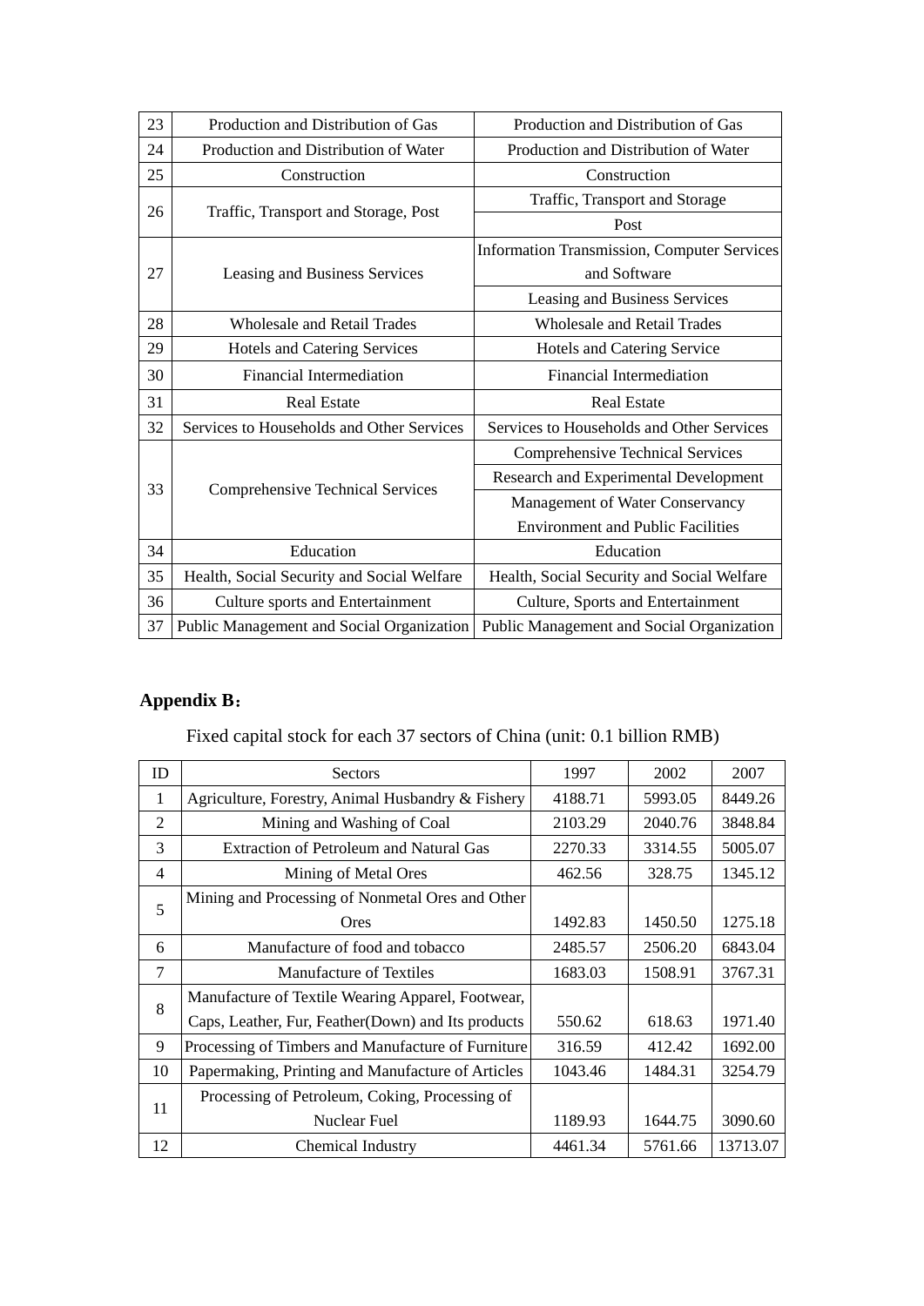| 23 | Production and Distribution of Gas | Production and Distribution of Gas |
|---|---|---|
| 24 | Production and Distribution of Water | Production and Distribution of Water |
| 25 | Construction | Construction |
| 26 | Traffic, Transport and Storage, Post | Traffic, Transport and Storage |
| | | Post |
| 27 | Leasing and Business Services | Information Transmission, Computer Services and Software |
| | | Leasing and Business Services |
| 28 | Wholesale and Retail Trades | Wholesale and Retail Trades |
| 29 | Hotels and Catering Services | Hotels and Catering Service |
| 30 | Financial Intermediation | Financial Intermediation |
| 31 | Real Estate | Real Estate |
| 32 | Services to Households and Other Services | Services to Households and Other Services |
| 33 | Comprehensive Technical Services | Comprehensive Technical Services |
| | | Research and Experimental Development |
| | | Management of Water Conservancy Environment and Public Facilities |
| 34 | Education | Education |
| 35 | Health, Social Security and Social Welfare | Health, Social Security and Social Welfare |
| 36 | Culture sports and Entertainment | Culture, Sports and Entertainment |
| 37 | Public Management and Social Organization | Public Management and Social Organization |

**Appendix B：**

Fixed capital stock for each 37 sectors of China (unit: 0.1 billion RMB)

| ID | Sectors | 1997 | 2002 | 2007 |
|---|---|---|---|---|
| 1 | Agriculture, Forestry, Animal Husbandry & Fishery | 4188.71 | 5993.05 | 8449.26 |
| 2 | Mining and Washing of Coal | 2103.29 | 2040.76 | 3848.84 |
| 3 | Extraction of Petroleum and Natural Gas | 2270.33 | 3314.55 | 5005.07 |
| 4 | Mining of Metal Ores | 462.56 | 328.75 | 1345.12 |
| 5 | Mining and Processing of Nonmetal Ores and Other Ores | 1492.83 | 1450.50 | 1275.18 |
| 6 | Manufacture of food and tobacco | 2485.57 | 2506.20 | 6843.04 |
| 7 | Manufacture of Textiles | 1683.03 | 1508.91 | 3767.31 |
| 8 | Manufacture of Textile Wearing Apparel, Footwear, Caps, Leather, Fur, Feather(Down) and Its products | 550.62 | 618.63 | 1971.40 |
| 9 | Processing of Timbers and Manufacture of Furniture | 316.59 | 412.42 | 1692.00 |
| 10 | Papermaking, Printing and Manufacture of Articles | 1043.46 | 1484.31 | 3254.79 |
| 11 | Processing of Petroleum, Coking, Processing of Nuclear Fuel | 1189.93 | 1644.75 | 3090.60 |
| 12 | Chemical Industry | 4461.34 | 5761.66 | 13713.07 |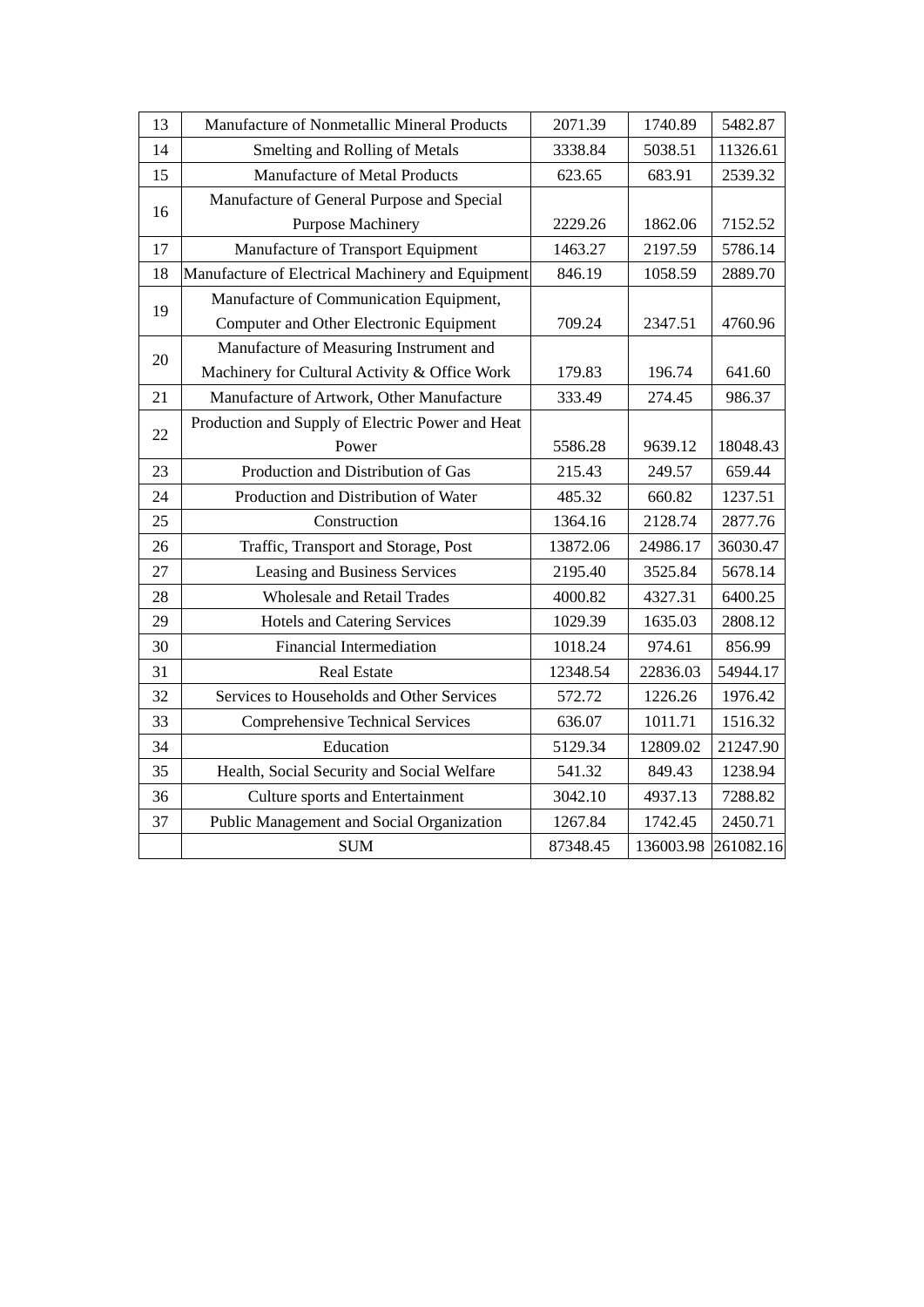| | | | | |
|---|---|---|---|---|
| 13 | Manufacture of Nonmetallic Mineral Products | 2071.39 | 1740.89 | 5482.87 |
| 14 | Smelting and Rolling of Metals | 3338.84 | 5038.51 | 11326.61 |
| 15 | Manufacture of Metal Products | 623.65 | 683.91 | 2539.32 |
| 16 | Manufacture of General Purpose and Special Purpose Machinery | 2229.26 | 1862.06 | 7152.52 |
| 17 | Manufacture of Transport Equipment | 1463.27 | 2197.59 | 5786.14 |
| 18 | Manufacture of Electrical Machinery and Equipment | 846.19 | 1058.59 | 2889.70 |
| 19 | Manufacture of Communication Equipment, Computer and Other Electronic Equipment | 709.24 | 2347.51 | 4760.96 |
| 20 | Manufacture of Measuring Instrument and Machinery for Cultural Activity & Office Work | 179.83 | 196.74 | 641.60 |
| 21 | Manufacture of Artwork, Other Manufacture | 333.49 | 274.45 | 986.37 |
| 22 | Production and Supply of Electric Power and Heat Power | 5586.28 | 9639.12 | 18048.43 |
| 23 | Production and Distribution of Gas | 215.43 | 249.57 | 659.44 |
| 24 | Production and Distribution of Water | 485.32 | 660.82 | 1237.51 |
| 25 | Construction | 1364.16 | 2128.74 | 2877.76 |
| 26 | Traffic, Transport and Storage, Post | 13872.06 | 24986.17 | 36030.47 |
| 27 | Leasing and Business Services | 2195.40 | 3525.84 | 5678.14 |
| 28 | Wholesale and Retail Trades | 4000.82 | 4327.31 | 6400.25 |
| 29 | Hotels and Catering Services | 1029.39 | 1635.03 | 2808.12 |
| 30 | Financial Intermediation | 1018.24 | 974.61 | 856.99 |
| 31 | Real Estate | 12348.54 | 22836.03 | 54944.17 |
| 32 | Services to Households and Other Services | 572.72 | 1226.26 | 1976.42 |
| 33 | Comprehensive Technical Services | 636.07 | 1011.71 | 1516.32 |
| 34 | Education | 5129.34 | 12809.02 | 21247.90 |
| 35 | Health, Social Security and Social Welfare | 541.32 | 849.43 | 1238.94 |
| 36 | Culture sports and Entertainment | 3042.10 | 4937.13 | 7288.82 |
| 37 | Public Management and Social Organization | 1267.84 | 1742.45 | 2450.71 |
| | SUM | 87348.45 | 136003.98 | 261082.16 |